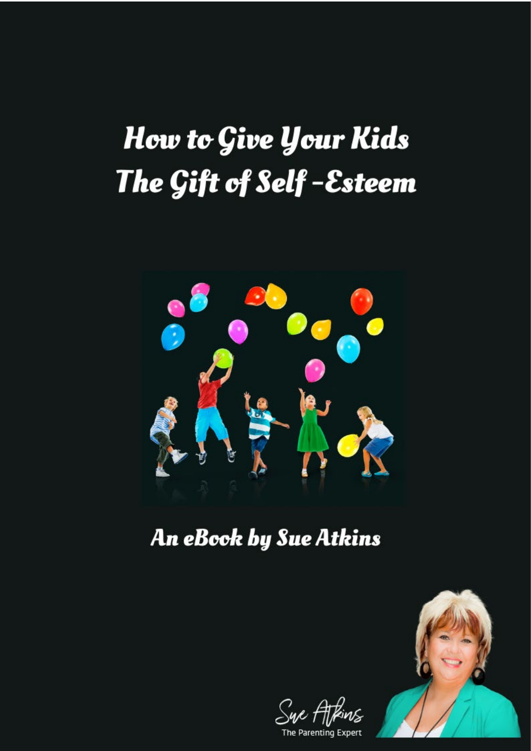# How to Give Your Kids The Gift of Self -Esteem

## An eBook by Sue Atkins

Sue Atkins
The Parenting Expert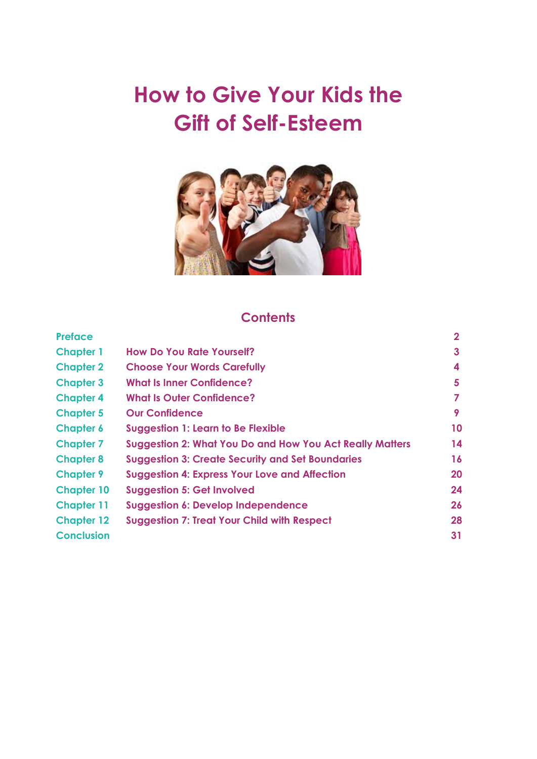# How to Give Your Kids the Gift of Self-Esteem

## Contents

| | | |
|---|---|---|
| Preface | | 2 |
| Chapter 1 | How Do You Rate Yourself? | 3 |
| Chapter 2 | Choose Your Words Carefully | 4 |
| Chapter 3 | What Is Inner Confidence? | 5 |
| Chapter 4 | What Is Outer Confidence? | 7 |
| Chapter 5 | Our Confidence | 9 |
| Chapter 6 | Suggestion 1: Learn to Be Flexible | 10 |
| Chapter 7 | Suggestion 2: What You Do and How You Act Really Matters | 14 |
| Chapter 8 | Suggestion 3: Create Security and Set Boundaries | 16 |
| Chapter 9 | Suggestion 4: Express Your Love and Affection | 20 |
| Chapter 10 | Suggestion 5: Get Involved | 24 |
| Chapter 11 | Suggestion 6: Develop Independence | 26 |
| Chapter 12 | Suggestion 7: Treat Your Child with Respect | 28 |
| Conclusion | | 31 |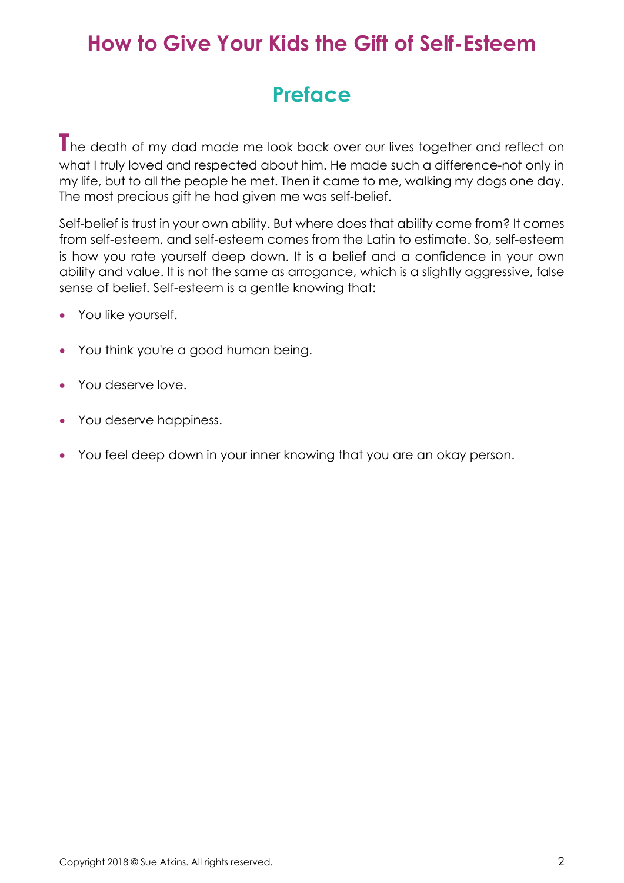# How to Give Your Kids the Gift of Self-Esteem

## Preface

The death of my dad made me look back over our lives together and reflect on what I truly loved and respected about him. He made such a difference-not only in my life, but to all the people he met. Then it came to me, walking my dogs one day. The most precious gift he had given me was self-belief.

Self-belief is trust in your own ability. But where does that ability come from? It comes from self-esteem, and self-esteem comes from the Latin to estimate. So, self-esteem is how you rate yourself deep down. It is a belief and a confidence in your own ability and value. It is not the same as arrogance, which is a slightly aggressive, false sense of belief. Self-esteem is a gentle knowing that:

- You like yourself.
- You think you're a good human being.
- You deserve love.
- You deserve happiness.
- You feel deep down in your inner knowing that you are an okay person.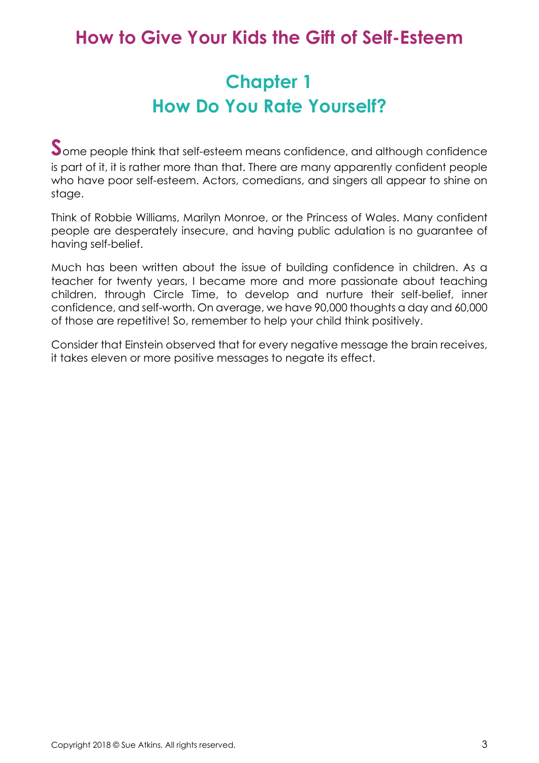# How to Give Your Kids the Gift of Self-Esteem

## Chapter 1
## How Do You Rate Yourself?

Some people think that self-esteem means confidence, and although confidence is part of it, it is rather more than that. There are many apparently confident people who have poor self-esteem. Actors, comedians, and singers all appear to shine on stage.

Think of Robbie Williams, Marilyn Monroe, or the Princess of Wales. Many confident people are desperately insecure, and having public adulation is no guarantee of having self-belief.

Much has been written about the issue of building confidence in children. As a teacher for twenty years, I became more and more passionate about teaching children, through Circle Time, to develop and nurture their self-belief, inner confidence, and self-worth. On average, we have 90,000 thoughts a day and 60,000 of those are repetitive! So, remember to help your child think positively.

Consider that Einstein observed that for every negative message the brain receives, it takes eleven or more positive messages to negate its effect.

Copyright 2018 © Sue Atkins. All rights reserved.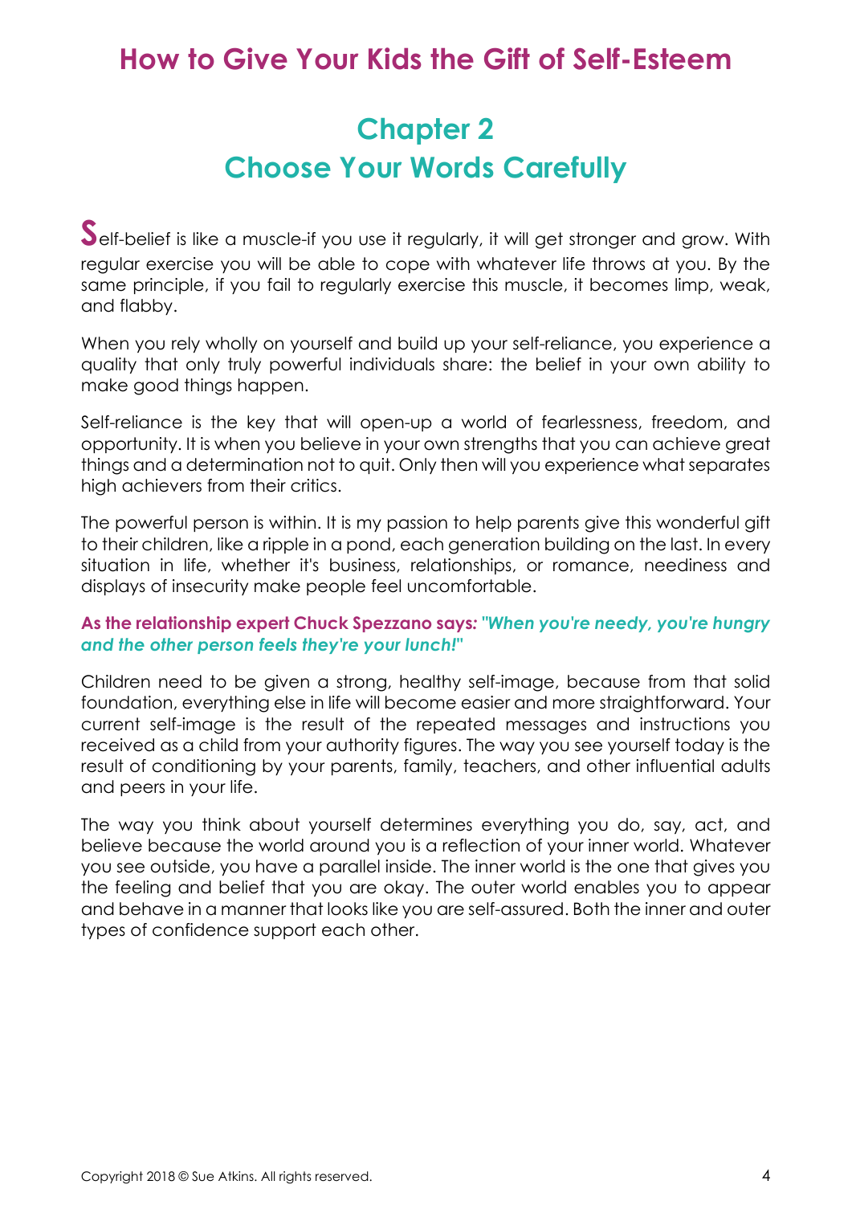# How to Give Your Kids the Gift of Self-Esteem

## Chapter 2
## Choose Your Words Carefully

Self-belief is like a muscle-if you use it regularly, it will get stronger and grow. With regular exercise you will be able to cope with whatever life throws at you. By the same principle, if you fail to regularly exercise this muscle, it becomes limp, weak, and flabby.

When you rely wholly on yourself and build up your self-reliance, you experience a quality that only truly powerful individuals share: the belief in your own ability to make good things happen.

Self-reliance is the key that will open-up a world of fearlessness, freedom, and opportunity. It is when you believe in your own strengths that you can achieve great things and a determination not to quit. Only then will you experience what separates high achievers from their critics.

The powerful person is within. It is my passion to help parents give this wonderful gift to their children, like a ripple in a pond, each generation building on the last. In every situation in life, whether it's business, relationships, or romance, neediness and displays of insecurity make people feel uncomfortable.

**As the relationship expert Chuck Spezzano says:** ***"When you're needy, you're hungry and the other person feels they're your lunch!"***

Children need to be given a strong, healthy self-image, because from that solid foundation, everything else in life will become easier and more straightforward. Your current self-image is the result of the repeated messages and instructions you received as a child from your authority figures. The way you see yourself today is the result of conditioning by your parents, family, teachers, and other influential adults and peers in your life.

The way you think about yourself determines everything you do, say, act, and believe because the world around you is a reflection of your inner world. Whatever you see outside, you have a parallel inside. The inner world is the one that gives you the feeling and belief that you are okay. The outer world enables you to appear and behave in a manner that looks like you are self-assured. Both the inner and outer types of confidence support each other.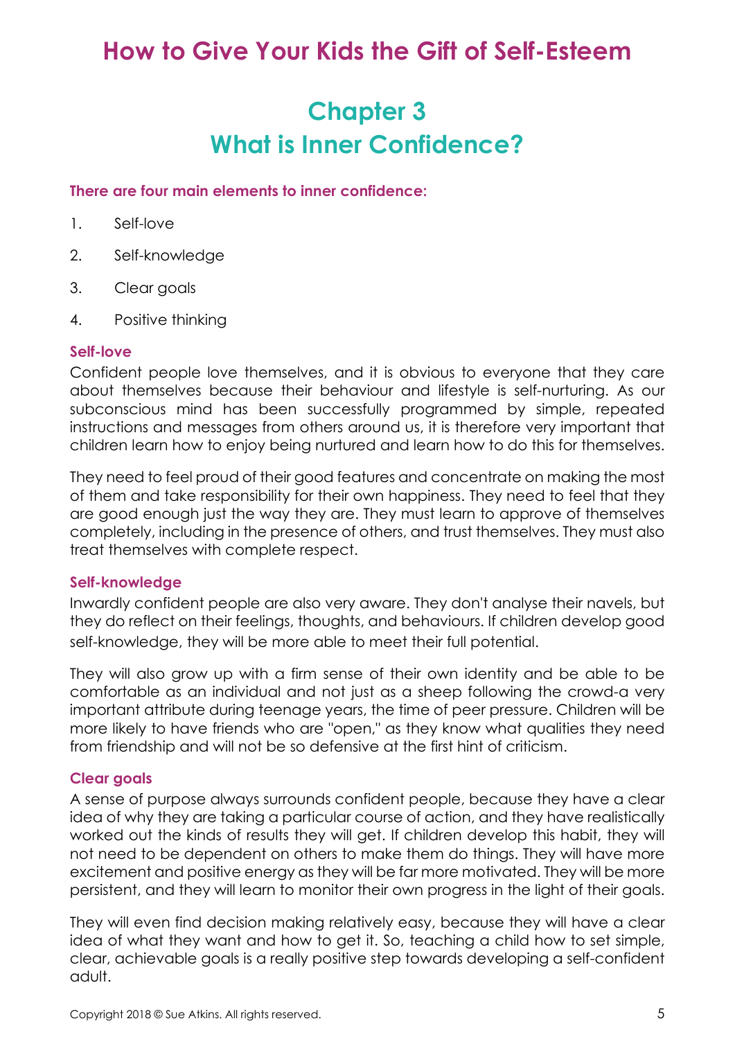# How to Give Your Kids the Gift of Self-Esteem

## Chapter 3
## What is Inner Confidence?

**There are four main elements to inner confidence:**

1. Self-love
2. Self-knowledge
3. Clear goals
4. Positive thinking

### Self-love

Confident people love themselves, and it is obvious to everyone that they care about themselves because their behaviour and lifestyle is self-nurturing. As our subconscious mind has been successfully programmed by simple, repeated instructions and messages from others around us, it is therefore very important that children learn how to enjoy being nurtured and learn how to do this for themselves.

They need to feel proud of their good features and concentrate on making the most of them and take responsibility for their own happiness. They need to feel that they are good enough just the way they are. They must learn to approve of themselves completely, including in the presence of others, and trust themselves. They must also treat themselves with complete respect.

### Self-knowledge

Inwardly confident people are also very aware. They don't analyse their navels, but they do reflect on their feelings, thoughts, and behaviours. If children develop good self-knowledge, they will be more able to meet their full potential.

They will also grow up with a firm sense of their own identity and be able to be comfortable as an individual and not just as a sheep following the crowd-a very important attribute during teenage years, the time of peer pressure. Children will be more likely to have friends who are "open," as they know what qualities they need from friendship and will not be so defensive at the first hint of criticism.

### Clear goals

A sense of purpose always surrounds confident people, because they have a clear idea of why they are taking a particular course of action, and they have realistically worked out the kinds of results they will get. If children develop this habit, they will not need to be dependent on others to make them do things. They will have more excitement and positive energy as they will be far more motivated. They will be more persistent, and they will learn to monitor their own progress in the light of their goals.

They will even find decision making relatively easy, because they will have a clear idea of what they want and how to get it. So, teaching a child how to set simple, clear, achievable goals is a really positive step towards developing a self-confident adult.

Copyright 2018 © Sue Atkins. All rights reserved.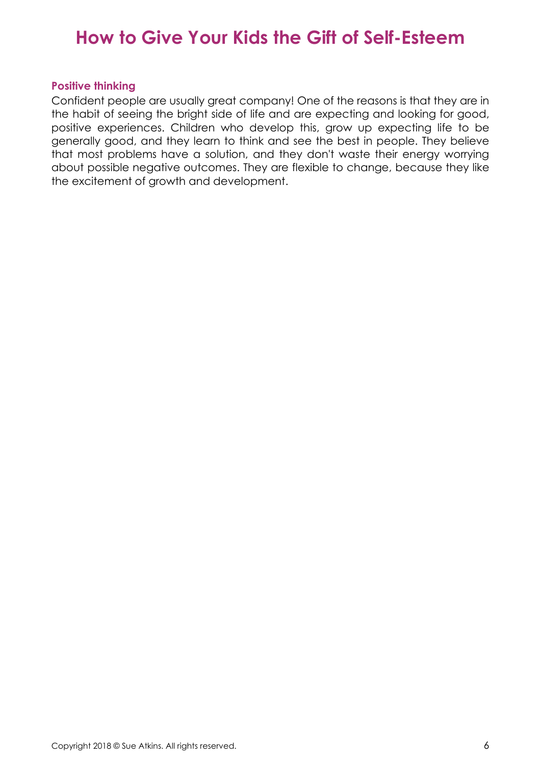### Positive thinking

Confident people are usually great company! One of the reasons is that they are in the habit of seeing the bright side of life and are expecting and looking for good, positive experiences. Children who develop this, grow up expecting life to be generally good, and they learn to think and see the best in people. They believe that most problems have a solution, and they don't waste their energy worrying about possible negative outcomes. They are flexible to change, because they like the excitement of growth and development.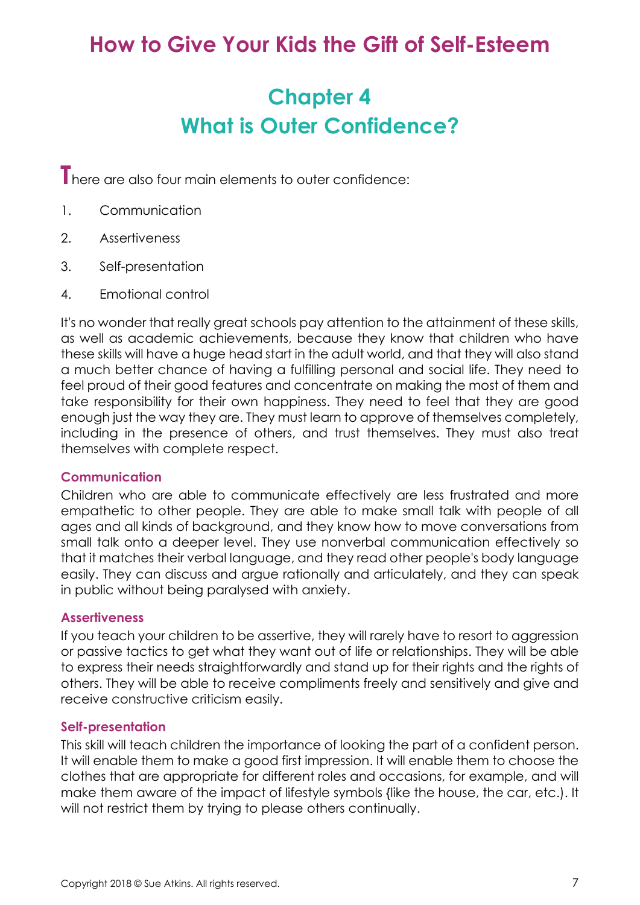# How to Give Your Kids the Gift of Self-Esteem

## Chapter 4
## What is Outer Confidence?

There are also four main elements to outer confidence:

1. Communication
2. Assertiveness
3. Self-presentation
4. Emotional control

It's no wonder that really great schools pay attention to the attainment of these skills, as well as academic achievements, because they know that children who have these skills will have a huge head start in the adult world, and that they will also stand a much better chance of having a fulfilling personal and social life. They need to feel proud of their good features and concentrate on making the most of them and take responsibility for their own happiness. They need to feel that they are good enough just the way they are. They must learn to approve of themselves completely, including in the presence of others, and trust themselves. They must also treat themselves with complete respect.

### Communication

Children who are able to communicate effectively are less frustrated and more empathetic to other people. They are able to make small talk with people of all ages and all kinds of background, and they know how to move conversations from small talk onto a deeper level. They use nonverbal communication effectively so that it matches their verbal language, and they read other people's body language easily. They can discuss and argue rationally and articulately, and they can speak in public without being paralysed with anxiety.

### Assertiveness

If you teach your children to be assertive, they will rarely have to resort to aggression or passive tactics to get what they want out of life or relationships. They will be able to express their needs straightforwardly and stand up for their rights and the rights of others. They will be able to receive compliments freely and sensitively and give and receive constructive criticism easily.

### Self-presentation

This skill will teach children the importance of looking the part of a confident person. It will enable them to make a good first impression. It will enable them to choose the clothes that are appropriate for different roles and occasions, for example, and will make them aware of the impact of lifestyle symbols {like the house, the car, etc.). It will not restrict them by trying to please others continually.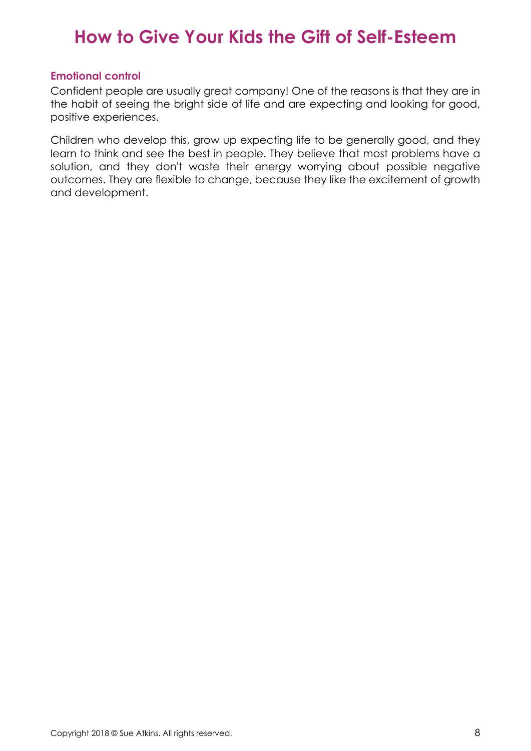### Emotional control

Confident people are usually great company! One of the reasons is that they are in the habit of seeing the bright side of life and are expecting and looking for good, positive experiences.

Children who develop this, grow up expecting life to be generally good, and they learn to think and see the best in people. They believe that most problems have a solution, and they don't waste their energy worrying about possible negative outcomes. They are flexible to change, because they like the excitement of growth and development.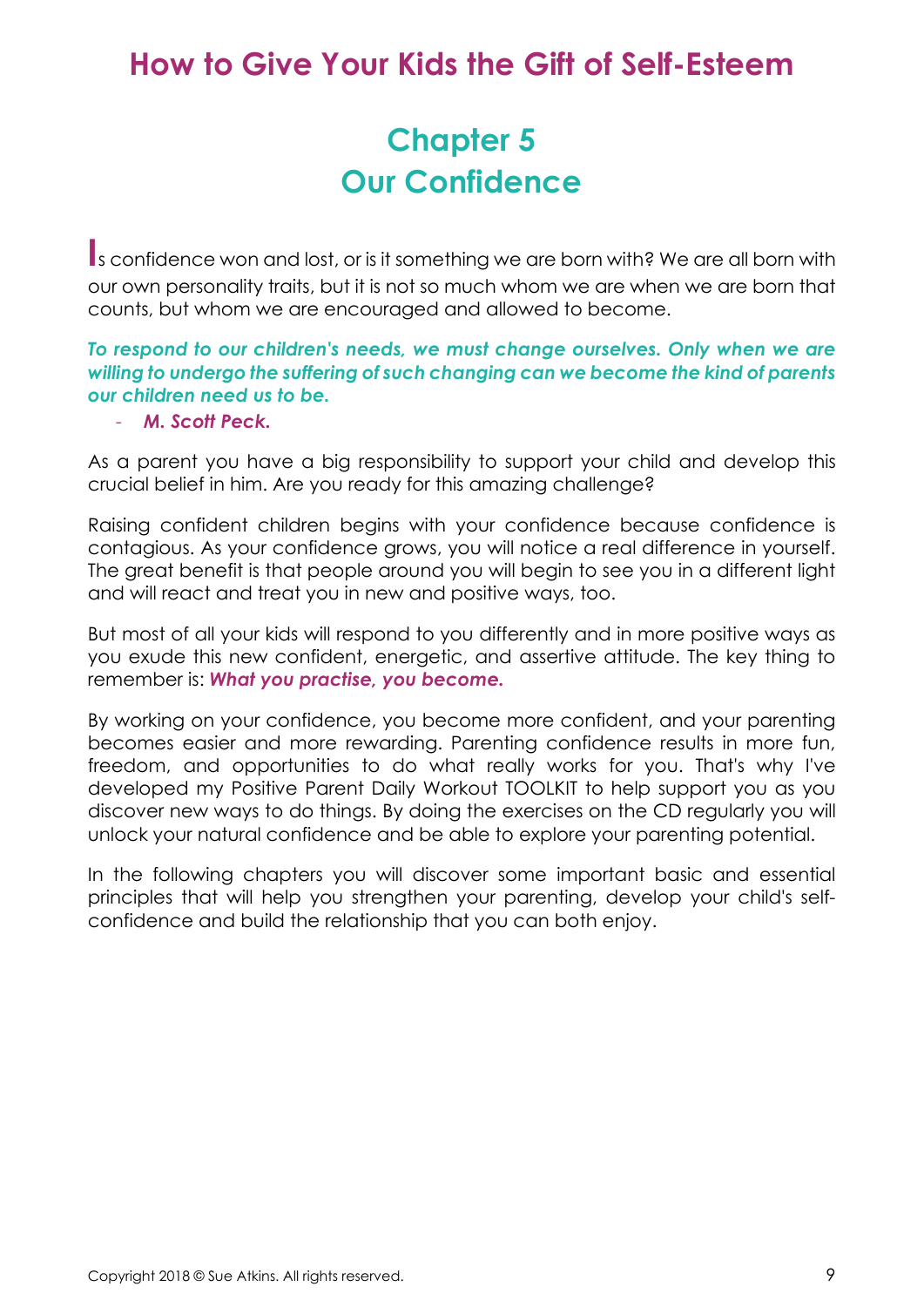# Chapter 5
# Our Confidence

Is confidence won and lost, or is it something we are born with? We are all born with our own personality traits, but it is not so much whom we are when we are born that counts, but whom we are encouraged and allowed to become.

***To respond to our children's needs, we must change ourselves. Only when we are willing to undergo the suffering of such changing can we become the kind of parents our children need us to be.***

- ***M. Scott Peck.***

As a parent you have a big responsibility to support your child and develop this crucial belief in him. Are you ready for this amazing challenge?

Raising confident children begins with your confidence because confidence is contagious. As your confidence grows, you will notice a real difference in yourself. The great benefit is that people around you will begin to see you in a different light and will react and treat you in new and positive ways, too.

But most of all your kids will respond to you differently and in more positive ways as you exude this new confident, energetic, and assertive attitude. The key thing to remember is: ***What you practise, you become.***

By working on your confidence, you become more confident, and your parenting becomes easier and more rewarding. Parenting confidence results in more fun, freedom, and opportunities to do what really works for you. That's why I've developed my Positive Parent Daily Workout TOOLKIT to help support you as you discover new ways to do things. By doing the exercises on the CD regularly you will unlock your natural confidence and be able to explore your parenting potential.

In the following chapters you will discover some important basic and essential principles that will help you strengthen your parenting, develop your child's self-confidence and build the relationship that you can both enjoy.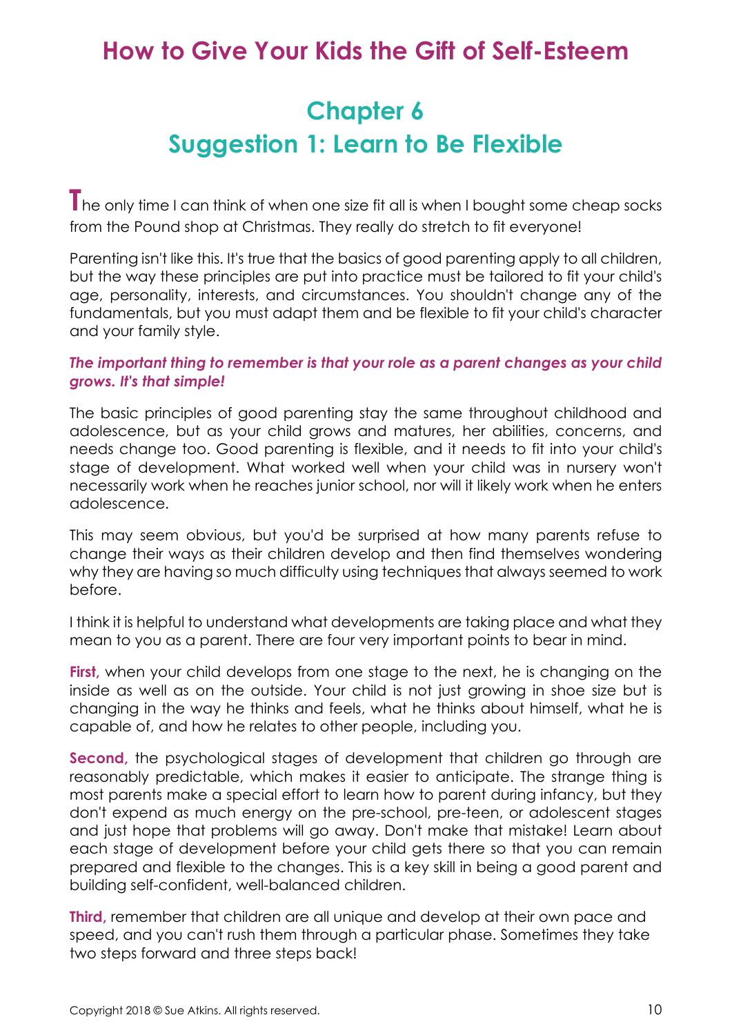# How to Give Your Kids the Gift of Self-Esteem

## Chapter 6
## Suggestion 1: Learn to Be Flexible

The only time I can think of when one size fit all is when I bought some cheap socks from the Pound shop at Christmas. They really do stretch to fit everyone!

Parenting isn't like this. It's true that the basics of good parenting apply to all children, but the way these principles are put into practice must be tailored to fit your child's age, personality, interests, and circumstances. You shouldn't change any of the fundamentals, but you must adapt them and be flexible to fit your child's character and your family style.

***The important thing to remember is that your role as a parent changes as your child grows. It's that simple!***

The basic principles of good parenting stay the same throughout childhood and adolescence, but as your child grows and matures, her abilities, concerns, and needs change too. Good parenting is flexible, and it needs to fit into your child's stage of development. What worked well when your child was in nursery won't necessarily work when he reaches junior school, nor will it likely work when he enters adolescence.

This may seem obvious, but you'd be surprised at how many parents refuse to change their ways as their children develop and then find themselves wondering why they are having so much difficulty using techniques that always seemed to work before.

I think it is helpful to understand what developments are taking place and what they mean to you as a parent. There are four very important points to bear in mind.

**First,** when your child develops from one stage to the next, he is changing on the inside as well as on the outside. Your child is not just growing in shoe size but is changing in the way he thinks and feels, what he thinks about himself, what he is capable of, and how he relates to other people, including you.

**Second,** the psychological stages of development that children go through are reasonably predictable, which makes it easier to anticipate. The strange thing is most parents make a special effort to learn how to parent during infancy, but they don't expend as much energy on the pre-school, pre-teen, or adolescent stages and just hope that problems will go away. Don't make that mistake! Learn about each stage of development before your child gets there so that you can remain prepared and flexible to the changes. This is a key skill in being a good parent and building self-confident, well-balanced children.

**Third,** remember that children are all unique and develop at their own pace and speed, and you can't rush them through a particular phase. Sometimes they take two steps forward and three steps back!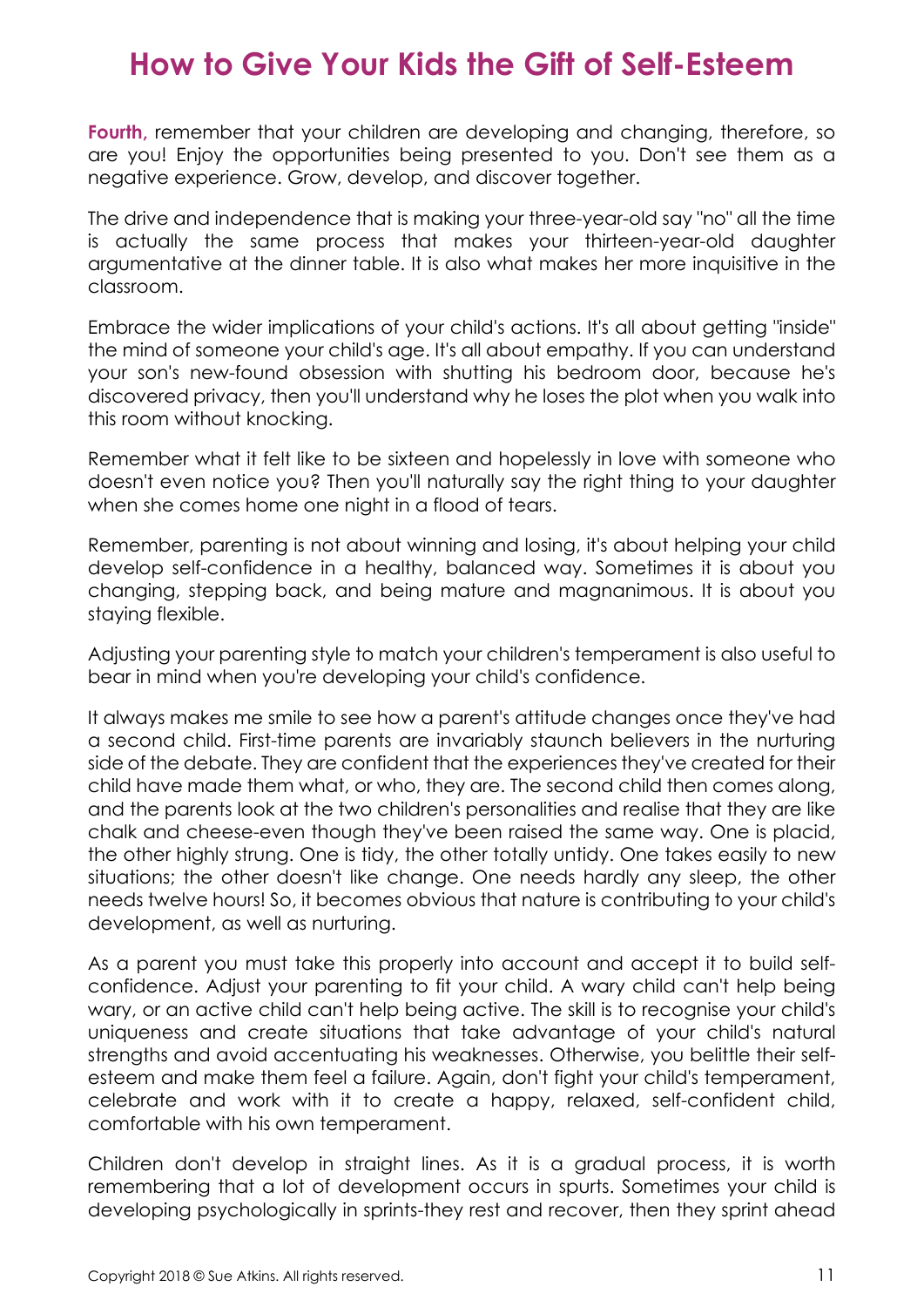**Fourth,** remember that your children are developing and changing, therefore, so are you! Enjoy the opportunities being presented to you. Don't see them as a negative experience. Grow, develop, and discover together.

The drive and independence that is making your three-year-old say "no" all the time is actually the same process that makes your thirteen-year-old daughter argumentative at the dinner table. It is also what makes her more inquisitive in the classroom.

Embrace the wider implications of your child's actions. It's all about getting "inside" the mind of someone your child's age. It's all about empathy. If you can understand your son's new-found obsession with shutting his bedroom door, because he's discovered privacy, then you'll understand why he loses the plot when you walk into this room without knocking.

Remember what it felt like to be sixteen and hopelessly in love with someone who doesn't even notice you? Then you'll naturally say the right thing to your daughter when she comes home one night in a flood of tears.

Remember, parenting is not about winning and losing, it's about helping your child develop self-confidence in a healthy, balanced way. Sometimes it is about you changing, stepping back, and being mature and magnanimous. It is about you staying flexible.

Adjusting your parenting style to match your children's temperament is also useful to bear in mind when you're developing your child's confidence.

It always makes me smile to see how a parent's attitude changes once they've had a second child. First-time parents are invariably staunch believers in the nurturing side of the debate. They are confident that the experiences they've created for their child have made them what, or who, they are. The second child then comes along, and the parents look at the two children's personalities and realise that they are like chalk and cheese-even though they've been raised the same way. One is placid, the other highly strung. One is tidy, the other totally untidy. One takes easily to new situations; the other doesn't like change. One needs hardly any sleep, the other needs twelve hours! So, it becomes obvious that nature is contributing to your child's development, as well as nurturing.

As a parent you must take this properly into account and accept it to build self-confidence. Adjust your parenting to fit your child. A wary child can't help being wary, or an active child can't help being active. The skill is to recognise your child's uniqueness and create situations that take advantage of your child's natural strengths and avoid accentuating his weaknesses. Otherwise, you belittle their self-esteem and make them feel a failure. Again, don't fight your child's temperament, celebrate and work with it to create a happy, relaxed, self-confident child, comfortable with his own temperament.

Children don't develop in straight lines. As it is a gradual process, it is worth remembering that a lot of development occurs in spurts. Sometimes your child is developing psychologically in sprints-they rest and recover, then they sprint ahead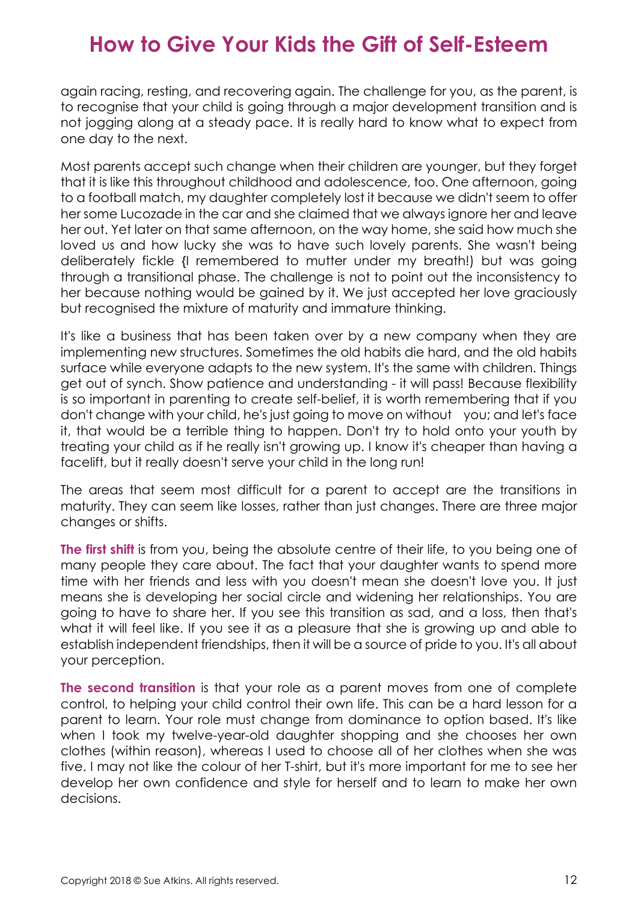again racing, resting, and recovering again. The challenge for you, as the parent, is to recognise that your child is going through a major development transition and is not jogging along at a steady pace. It is really hard to know what to expect from one day to the next.

Most parents accept such change when their children are younger, but they forget that it is like this throughout childhood and adolescence, too. One afternoon, going to a football match, my daughter completely lost it because we didn't seem to offer her some Lucozade in the car and she claimed that we always ignore her and leave her out. Yet later on that same afternoon, on the way home, she said how much she loved us and how lucky she was to have such lovely parents. She wasn't being deliberately fickle {I remembered to mutter under my breath!) but was going through a transitional phase. The challenge is not to point out the inconsistency to her because nothing would be gained by it. We just accepted her love graciously but recognised the mixture of maturity and immature thinking.

It's like a business that has been taken over by a new company when they are implementing new structures. Sometimes the old habits die hard, and the old habits surface while everyone adapts to the new system. It's the same with children. Things get out of synch. Show patience and understanding - it will pass! Because flexibility is so important in parenting to create self-belief, it is worth remembering that if you don't change with your child, he's just going to move on without you; and let's face it, that would be a terrible thing to happen. Don't try to hold onto your youth by treating your child as if he really isn't growing up. I know it's cheaper than having a facelift, but it really doesn't serve your child in the long run!

The areas that seem most difficult for a parent to accept are the transitions in maturity. They can seem like losses, rather than just changes. There are three major changes or shifts.

**The first shift** is from you, being the absolute centre of their life, to you being one of many people they care about. The fact that your daughter wants to spend more time with her friends and less with you doesn't mean she doesn't love you. It just means she is developing her social circle and widening her relationships. You are going to have to share her. If you see this transition as sad, and a loss, then that's what it will feel like. If you see it as a pleasure that she is growing up and able to establish independent friendships, then it will be a source of pride to you. It's all about your perception.

**The second transition** is that your role as a parent moves from one of complete control, to helping your child control their own life. This can be a hard lesson for a parent to learn. Your role must change from dominance to option based. It's like when I took my twelve-year-old daughter shopping and she chooses her own clothes (within reason), whereas I used to choose all of her clothes when she was five. I may not like the colour of her T-shirt, but it's more important for me to see her develop her own confidence and style for herself and to learn to make her own decisions.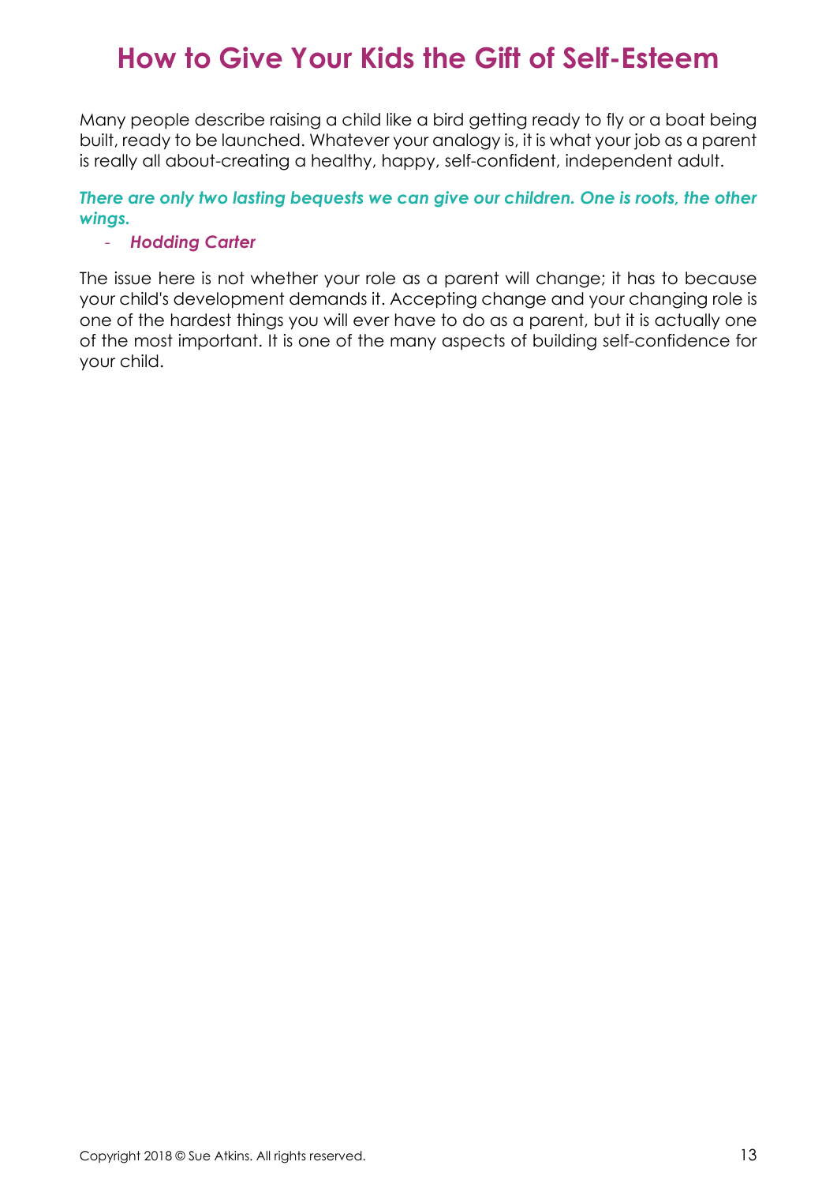# How to Give Your Kids the Gift of Self-Esteem

Many people describe raising a child like a bird getting ready to fly or a boat being built, ready to be launched. Whatever your analogy is, it is what your job as a parent is really all about-creating a healthy, happy, self-confident, independent adult.

***There are only two lasting bequests we can give our children. One is roots, the other wings.***

- ***Hodding Carter***

The issue here is not whether your role as a parent will change; it has to because your child's development demands it. Accepting change and your changing role is one of the hardest things you will ever have to do as a parent, but it is actually one of the most important. It is one of the many aspects of building self-confidence for your child.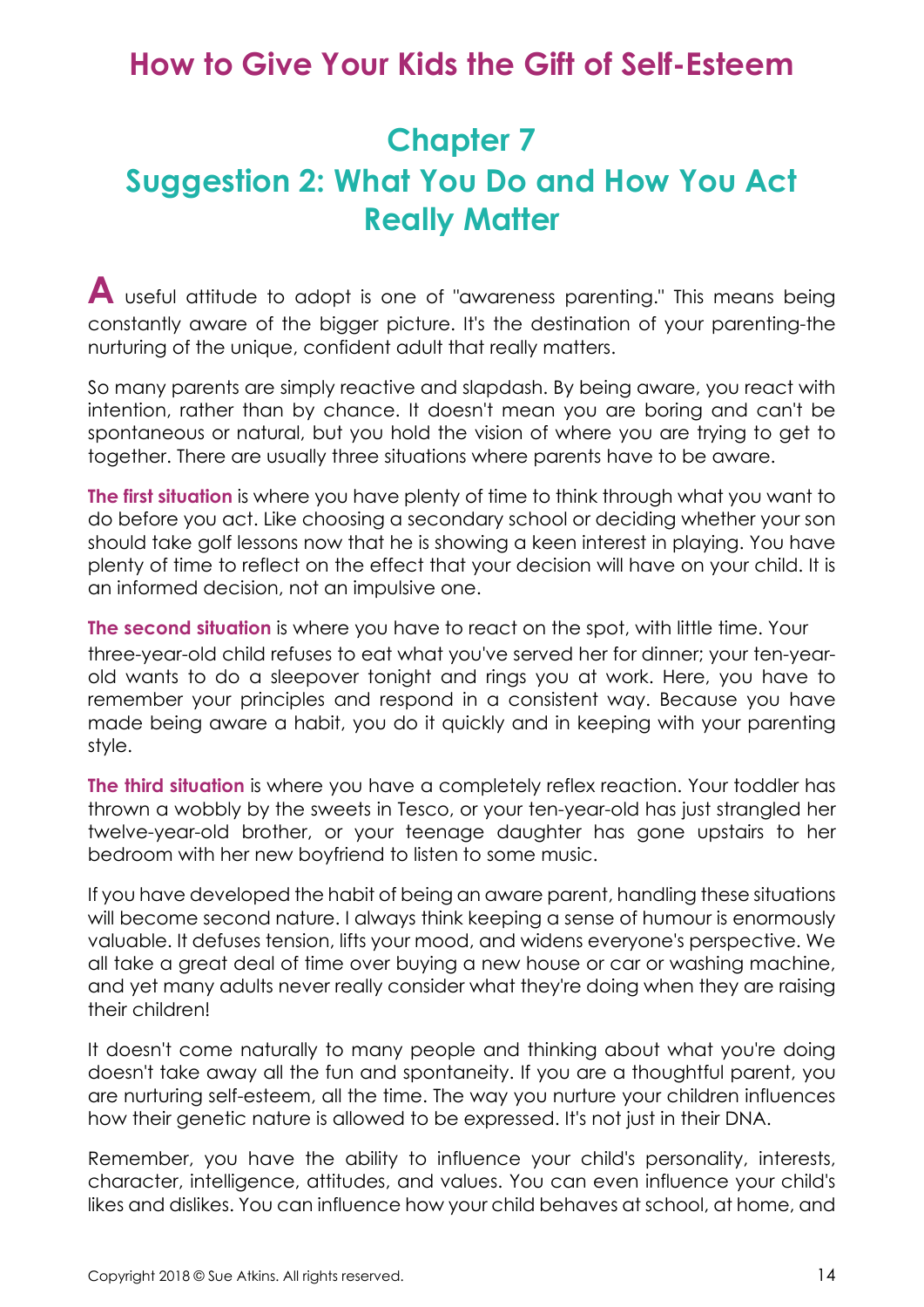# How to Give Your Kids the Gift of Self-Esteem

## Chapter 7
## Suggestion 2: What You Do and How You Act Really Matter

A useful attitude to adopt is one of "awareness parenting." This means being constantly aware of the bigger picture. It's the destination of your parenting-the nurturing of the unique, confident adult that really matters.

So many parents are simply reactive and slapdash. By being aware, you react with intention, rather than by chance. It doesn't mean you are boring and can't be spontaneous or natural, but you hold the vision of where you are trying to get to together. There are usually three situations where parents have to be aware.

**The first situation** is where you have plenty of time to think through what you want to do before you act. Like choosing a secondary school or deciding whether your son should take golf lessons now that he is showing a keen interest in playing. You have plenty of time to reflect on the effect that your decision will have on your child. It is an informed decision, not an impulsive one.

**The second situation** is where you have to react on the spot, with little time. Your three-year-old child refuses to eat what you've served her for dinner; your ten-year-old wants to do a sleepover tonight and rings you at work. Here, you have to remember your principles and respond in a consistent way. Because you have made being aware a habit, you do it quickly and in keeping with your parenting style.

**The third situation** is where you have a completely reflex reaction. Your toddler has thrown a wobbly by the sweets in Tesco, or your ten-year-old has just strangled her twelve-year-old brother, or your teenage daughter has gone upstairs to her bedroom with her new boyfriend to listen to some music.

If you have developed the habit of being an aware parent, handling these situations will become second nature. I always think keeping a sense of humour is enormously valuable. It defuses tension, lifts your mood, and widens everyone's perspective. We all take a great deal of time over buying a new house or car or washing machine, and yet many adults never really consider what they're doing when they are raising their children!

It doesn't come naturally to many people and thinking about what you're doing doesn't take away all the fun and spontaneity. If you are a thoughtful parent, you are nurturing self-esteem, all the time. The way you nurture your children influences how their genetic nature is allowed to be expressed. It's not just in their DNA.

Remember, you have the ability to influence your child's personality, interests, character, intelligence, attitudes, and values. You can even influence your child's likes and dislikes. You can influence how your child behaves at school, at home, and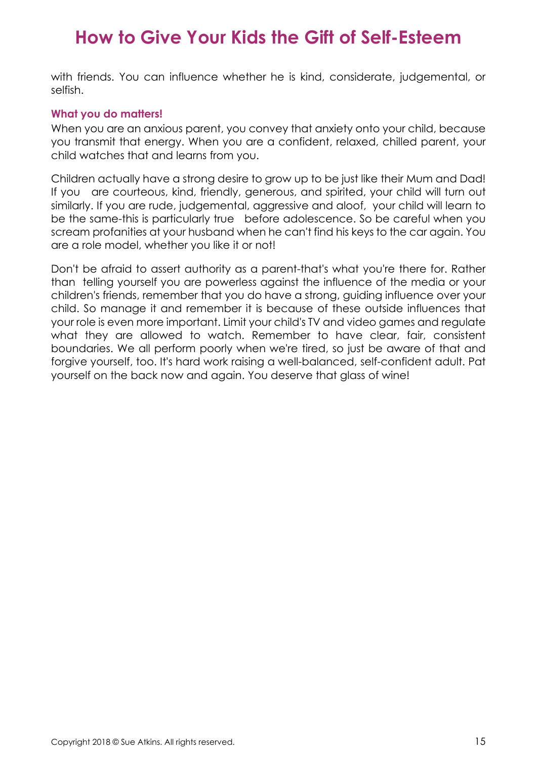with friends. You can influence whether he is kind, considerate, judgemental, or selfish.

### What you do matters!

When you are an anxious parent, you convey that anxiety onto your child, because you transmit that energy. When you are a confident, relaxed, chilled parent, your child watches that and learns from you.

Children actually have a strong desire to grow up to be just like their Mum and Dad! If you are courteous, kind, friendly, generous, and spirited, your child will turn out similarly. If you are rude, judgemental, aggressive and aloof, your child will learn to be the same-this is particularly true before adolescence. So be careful when you scream profanities at your husband when he can't find his keys to the car again. You are a role model, whether you like it or not!

Don't be afraid to assert authority as a parent-that's what you're there for. Rather than telling yourself you are powerless against the influence of the media or your children's friends, remember that you do have a strong, guiding influence over your child. So manage it and remember it is because of these outside influences that your role is even more important. Limit your child's TV and video games and regulate what they are allowed to watch. Remember to have clear, fair, consistent boundaries. We all perform poorly when we're tired, so just be aware of that and forgive yourself, too. It's hard work raising a well-balanced, self-confident adult. Pat yourself on the back now and again. You deserve that glass of wine!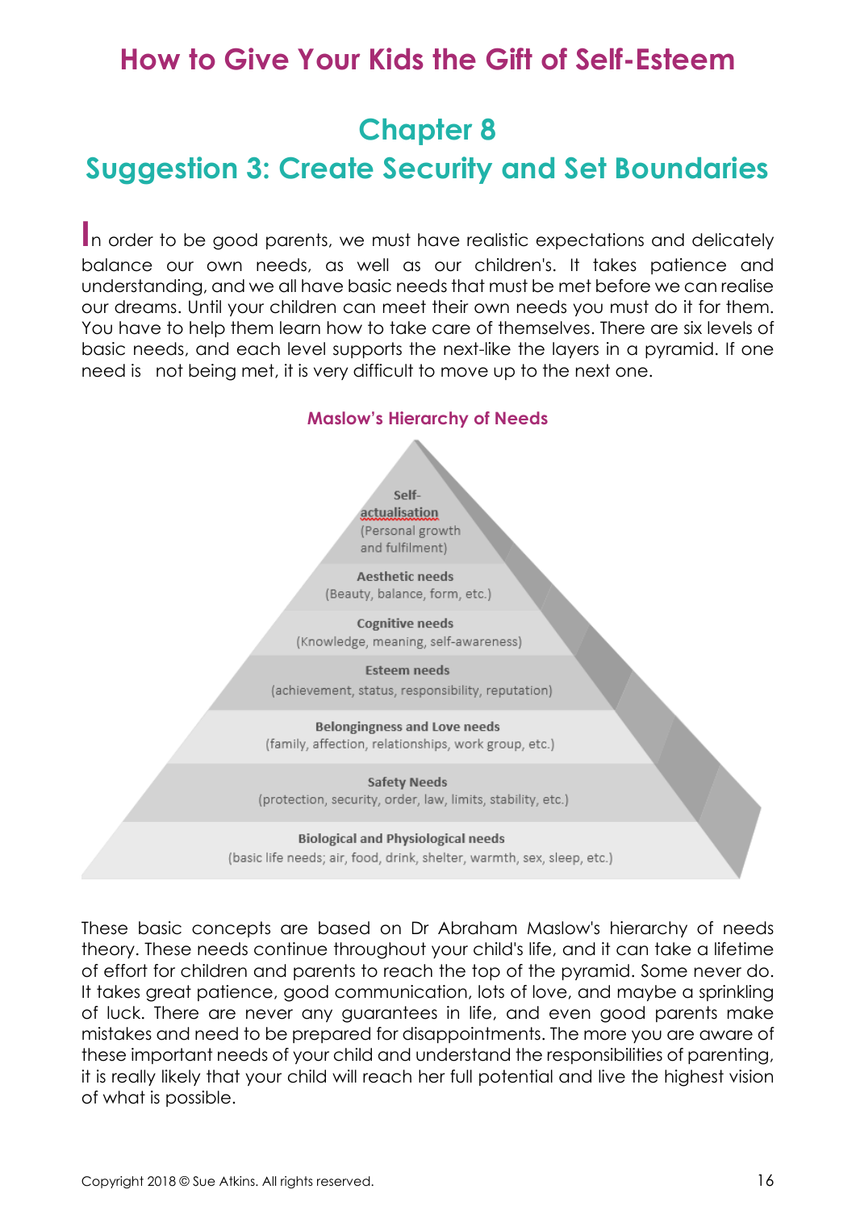# How to Give Your Kids the Gift of Self-Esteem

## Chapter 8

## Suggestion 3: Create Security and Set Boundaries

In order to be good parents, we must have realistic expectations and delicately balance our own needs, as well as our children's. It takes patience and understanding, and we all have basic needs that must be met before we can realise our dreams. Until your children can meet their own needs you must do it for them. You have to help them learn how to take care of themselves. There are six levels of basic needs, and each level supports the next-like the layers in a pyramid. If one need is not being met, it is very difficult to move up to the next one.

**Maslow's Hierarchy of Needs**

**Self-actualisation**
(Personal growth and fulfilment)

**Aesthetic needs**
(Beauty, balance, form, etc.)

**Cognitive needs**
(Knowledge, meaning, self-awareness)

**Esteem needs**
(achievement, status, responsibility, reputation)

**Belongingness and Love needs**
(family, affection, relationships, work group, etc.)

**Safety Needs**
(protection, security, order, law, limits, stability, etc.)

**Biological and Physiological needs**
(basic life needs; air, food, drink, shelter, warmth, sex, sleep, etc.)

These basic concepts are based on Dr Abraham Maslow's hierarchy of needs theory. These needs continue throughout your child's life, and it can take a lifetime of effort for children and parents to reach the top of the pyramid. Some never do. It takes great patience, good communication, lots of love, and maybe a sprinkling of luck. There are never any guarantees in life, and even good parents make mistakes and need to be prepared for disappointments. The more you are aware of these important needs of your child and understand the responsibilities of parenting, it is really likely that your child will reach her full potential and live the highest vision of what is possible.

Copyright 2018 © Sue Atkins. All rights reserved.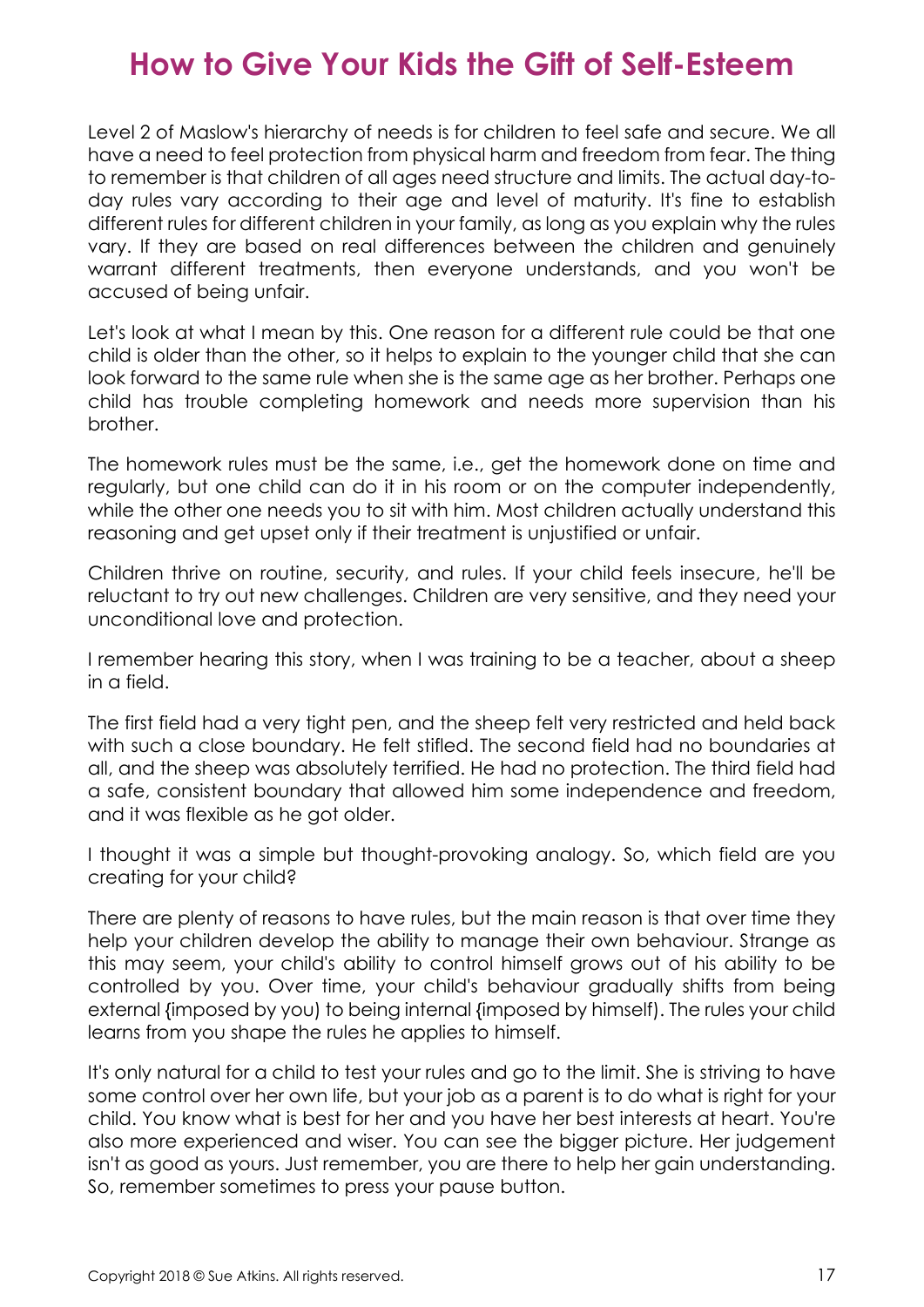# How to Give Your Kids the Gift of Self-Esteem

Level 2 of Maslow's hierarchy of needs is for children to feel safe and secure. We all have a need to feel protection from physical harm and freedom from fear. The thing to remember is that children of all ages need structure and limits. The actual day-to-day rules vary according to their age and level of maturity. It's fine to establish different rules for different children in your family, as long as you explain why the rules vary. If they are based on real differences between the children and genuinely warrant different treatments, then everyone understands, and you won't be accused of being unfair.

Let's look at what I mean by this. One reason for a different rule could be that one child is older than the other, so it helps to explain to the younger child that she can look forward to the same rule when she is the same age as her brother. Perhaps one child has trouble completing homework and needs more supervision than his brother.

The homework rules must be the same, i.e., get the homework done on time and regularly, but one child can do it in his room or on the computer independently, while the other one needs you to sit with him. Most children actually understand this reasoning and get upset only if their treatment is unjustified or unfair.

Children thrive on routine, security, and rules. If your child feels insecure, he'll be reluctant to try out new challenges. Children are very sensitive, and they need your unconditional love and protection.

I remember hearing this story, when I was training to be a teacher, about a sheep in a field.

The first field had a very tight pen, and the sheep felt very restricted and held back with such a close boundary. He felt stifled. The second field had no boundaries at all, and the sheep was absolutely terrified. He had no protection. The third field had a safe, consistent boundary that allowed him some independence and freedom, and it was flexible as he got older.

I thought it was a simple but thought-provoking analogy. So, which field are you creating for your child?

There are plenty of reasons to have rules, but the main reason is that over time they help your children develop the ability to manage their own behaviour. Strange as this may seem, your child's ability to control himself grows out of his ability to be controlled by you. Over time, your child's behaviour gradually shifts from being external (imposed by you) to being internal (imposed by himself). The rules your child learns from you shape the rules he applies to himself.

It's only natural for a child to test your rules and go to the limit. She is striving to have some control over her own life, but your job as a parent is to do what is right for your child. You know what is best for her and you have her best interests at heart. You're also more experienced and wiser. You can see the bigger picture. Her judgement isn't as good as yours. Just remember, you are there to help her gain understanding. So, remember sometimes to press your pause button.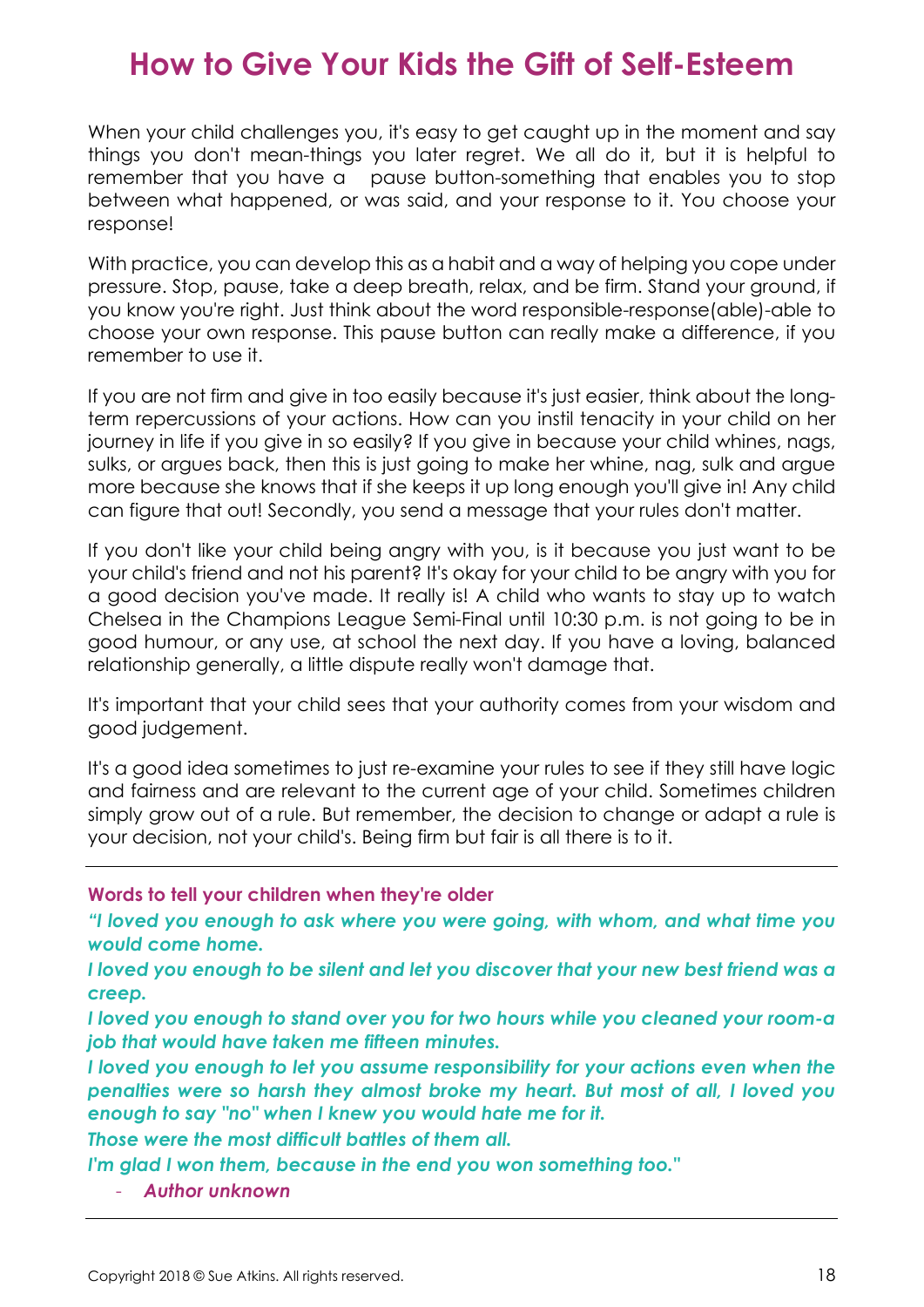# How to Give Your Kids the Gift of Self-Esteem

When your child challenges you, it's easy to get caught up in the moment and say things you don't mean-things you later regret. We all do it, but it is helpful to remember that you have a pause button-something that enables you to stop between what happened, or was said, and your response to it. You choose your response!

With practice, you can develop this as a habit and a way of helping you cope under pressure. Stop, pause, take a deep breath, relax, and be firm. Stand your ground, if you know you're right. Just think about the word responsible-response(able)-able to choose your own response. This pause button can really make a difference, if you remember to use it.

If you are not firm and give in too easily because it's just easier, think about the long-term repercussions of your actions. How can you instil tenacity in your child on her journey in life if you give in so easily? If you give in because your child whines, nags, sulks, or argues back, then this is just going to make her whine, nag, sulk and argue more because she knows that if she keeps it up long enough you'll give in! Any child can figure that out! Secondly, you send a message that your rules don't matter.

If you don't like your child being angry with you, is it because you just want to be your child's friend and not his parent? It's okay for your child to be angry with you for a good decision you've made. It really is! A child who wants to stay up to watch Chelsea in the Champions League Semi-Final until 10:30 p.m. is not going to be in good humour, or any use, at school the next day. If you have a loving, balanced relationship generally, a little dispute really won't damage that.

It's important that your child sees that your authority comes from your wisdom and good judgement.

It's a good idea sometimes to just re-examine your rules to see if they still have logic and fairness and are relevant to the current age of your child. Sometimes children simply grow out of a rule. But remember, the decision to change or adapt a rule is your decision, not your child's. Being firm but fair is all there is to it.

---

**Words to tell your children when they're older**

***"I loved you enough to ask where you were going, with whom, and what time you would come home.***

***I loved you enough to be silent and let you discover that your new best friend was a creep.***

***I loved you enough to stand over you for two hours while you cleaned your room-a job that would have taken me fifteen minutes.***

***I loved you enough to let you assume responsibility for your actions even when the penalties were so harsh they almost broke my heart. But most of all, I loved you enough to say "no" when I knew you would hate me for it.***

***Those were the most difficult battles of them all.***

***I'm glad I won them, because in the end you won something too."***

- ***Author unknown***

---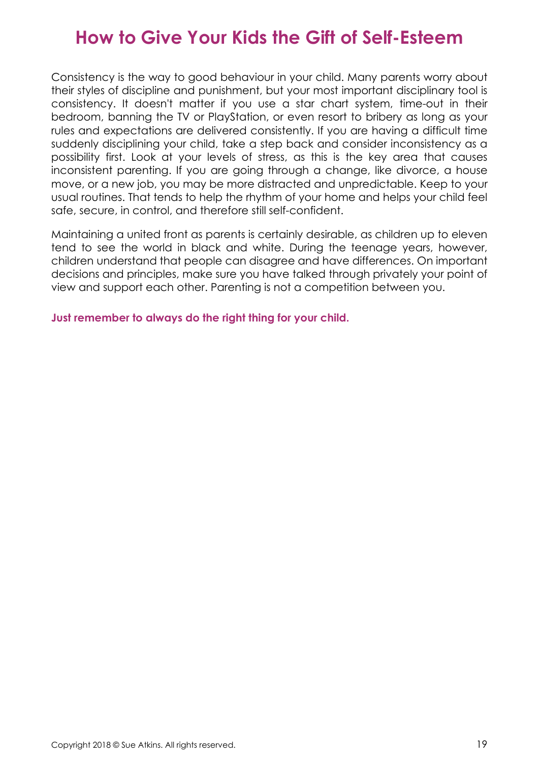# How to Give Your Kids the Gift of Self-Esteem

Consistency is the way to good behaviour in your child. Many parents worry about their styles of discipline and punishment, but your most important disciplinary tool is consistency. It doesn't matter if you use a star chart system, time-out in their bedroom, banning the TV or PlayStation, or even resort to bribery as long as your rules and expectations are delivered consistently. If you are having a difficult time suddenly disciplining your child, take a step back and consider inconsistency as a possibility first. Look at your levels of stress, as this is the key area that causes inconsistent parenting. If you are going through a change, like divorce, a house move, or a new job, you may be more distracted and unpredictable. Keep to your usual routines. That tends to help the rhythm of your home and helps your child feel safe, secure, in control, and therefore still self-confident.

Maintaining a united front as parents is certainly desirable, as children up to eleven tend to see the world in black and white. During the teenage years, however, children understand that people can disagree and have differences. On important decisions and principles, make sure you have talked through privately your point of view and support each other. Parenting is not a competition between you.

**Just remember to always do the right thing for your child.**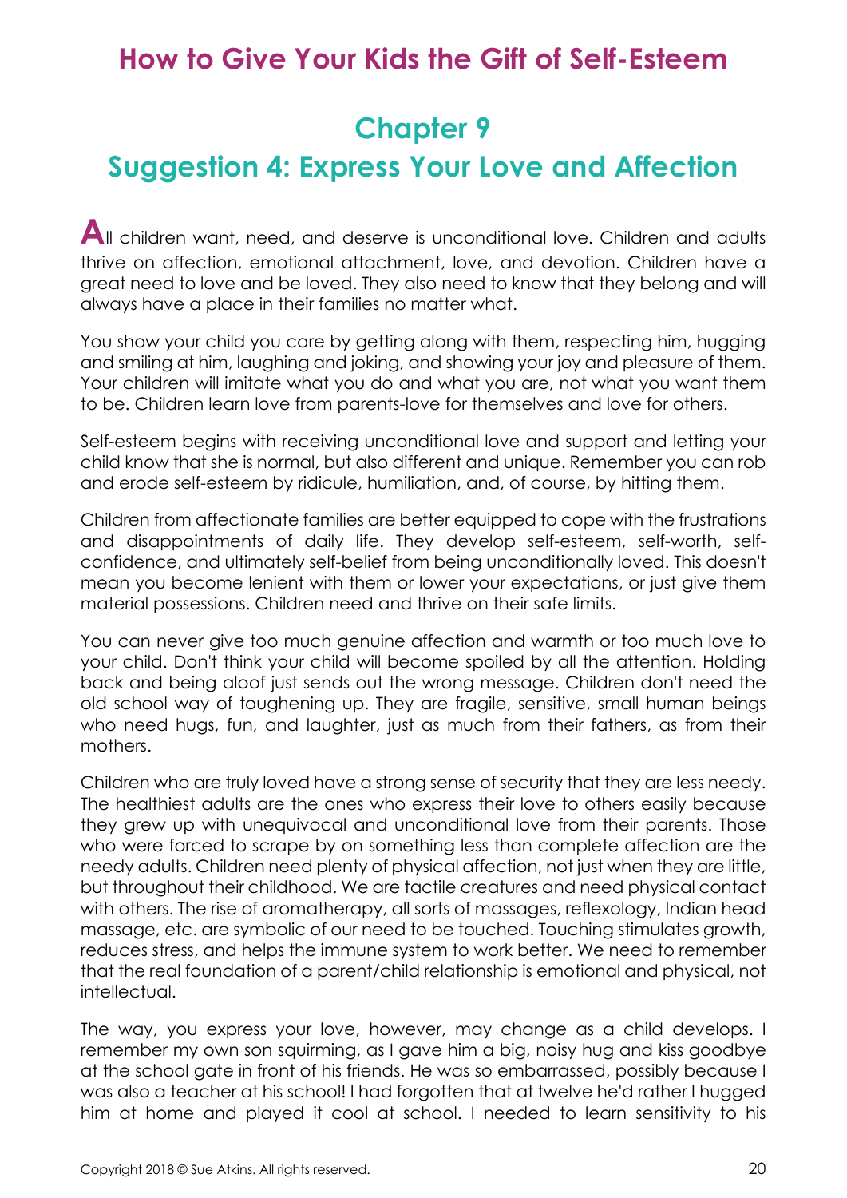# How to Give Your Kids the Gift of Self-Esteem

## Chapter 9

## Suggestion 4: Express Your Love and Affection

All children want, need, and deserve is unconditional love. Children and adults thrive on affection, emotional attachment, love, and devotion. Children have a great need to love and be loved. They also need to know that they belong and will always have a place in their families no matter what.

You show your child you care by getting along with them, respecting him, hugging and smiling at him, laughing and joking, and showing your joy and pleasure of them. Your children will imitate what you do and what you are, not what you want them to be. Children learn love from parents-love for themselves and love for others.

Self-esteem begins with receiving unconditional love and support and letting your child know that she is normal, but also different and unique. Remember you can rob and erode self-esteem by ridicule, humiliation, and, of course, by hitting them.

Children from affectionate families are better equipped to cope with the frustrations and disappointments of daily life. They develop self-esteem, self-worth, self-confidence, and ultimately self-belief from being unconditionally loved. This doesn't mean you become lenient with them or lower your expectations, or just give them material possessions. Children need and thrive on their safe limits.

You can never give too much genuine affection and warmth or too much love to your child. Don't think your child will become spoiled by all the attention. Holding back and being aloof just sends out the wrong message. Children don't need the old school way of toughening up. They are fragile, sensitive, small human beings who need hugs, fun, and laughter, just as much from their fathers, as from their mothers.

Children who are truly loved have a strong sense of security that they are less needy. The healthiest adults are the ones who express their love to others easily because they grew up with unequivocal and unconditional love from their parents. Those who were forced to scrape by on something less than complete affection are the needy adults. Children need plenty of physical affection, not just when they are little, but throughout their childhood. We are tactile creatures and need physical contact with others. The rise of aromatherapy, all sorts of massages, reflexology, Indian head massage, etc. are symbolic of our need to be touched. Touching stimulates growth, reduces stress, and helps the immune system to work better. We need to remember that the real foundation of a parent/child relationship is emotional and physical, not intellectual.

The way, you express your love, however, may change as a child develops. I remember my own son squirming, as I gave him a big, noisy hug and kiss goodbye at the school gate in front of his friends. He was so embarrassed, possibly because I was also a teacher at his school! I had forgotten that at twelve he'd rather I hugged him at home and played it cool at school. I needed to learn sensitivity to his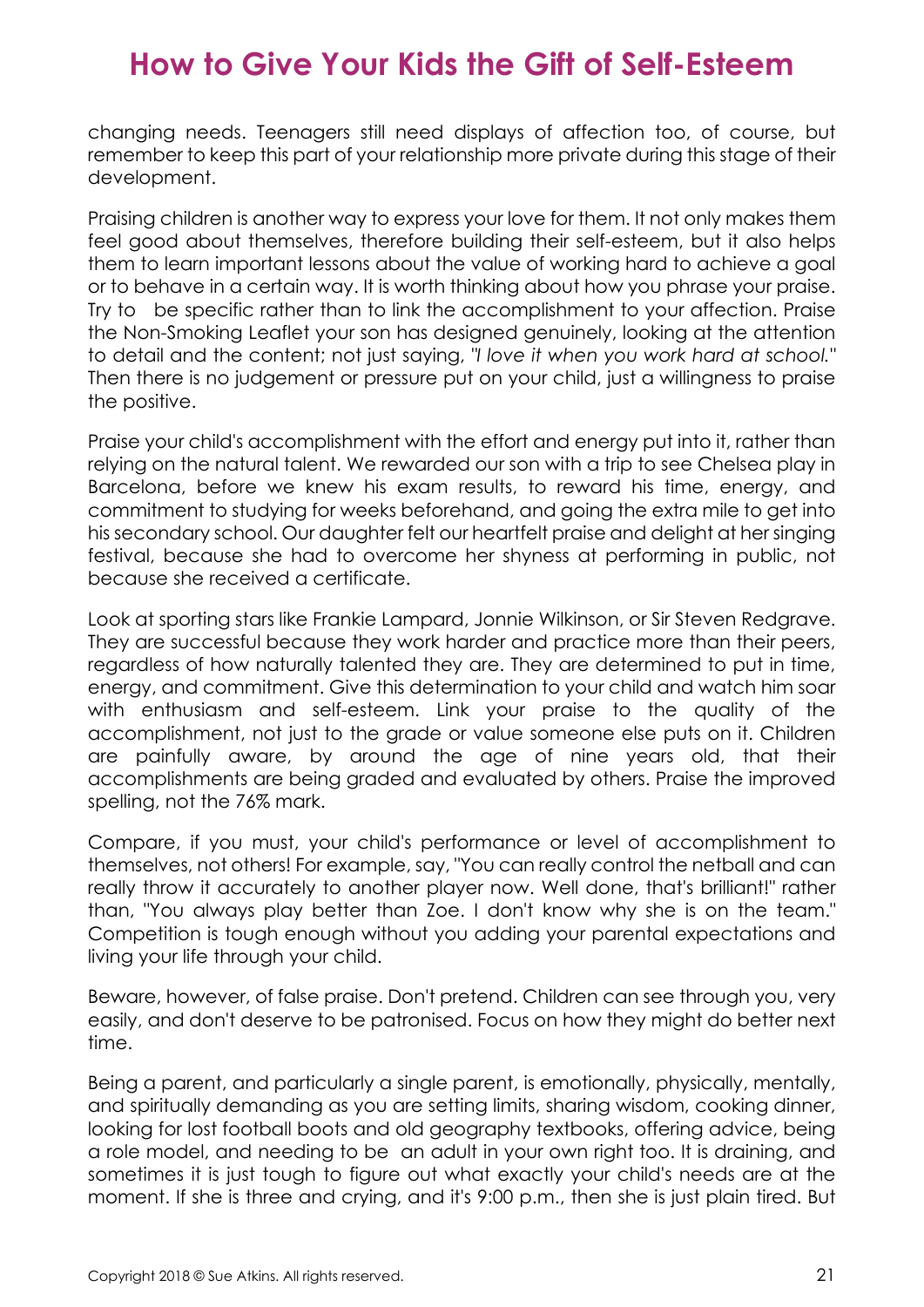changing needs. Teenagers still need displays of affection too, of course, but remember to keep this part of your relationship more private during this stage of their development.

Praising children is another way to express your love for them. It not only makes them feel good about themselves, therefore building their self-esteem, but it also helps them to learn important lessons about the value of working hard to achieve a goal or to behave in a certain way. It is worth thinking about how you phrase your praise. Try to be specific rather than to link the accomplishment to your affection. Praise the Non-Smoking Leaflet your son has designed genuinely, looking at the attention to detail and the content; not just saying, *"I love it when you work hard at school."* Then there is no judgement or pressure put on your child, just a willingness to praise the positive.

Praise your child's accomplishment with the effort and energy put into it, rather than relying on the natural talent. We rewarded our son with a trip to see Chelsea play in Barcelona, before we knew his exam results, to reward his time, energy, and commitment to studying for weeks beforehand, and going the extra mile to get into his secondary school. Our daughter felt our heartfelt praise and delight at her singing festival, because she had to overcome her shyness at performing in public, not because she received a certificate.

Look at sporting stars like Frankie Lampard, Jonnie Wilkinson, or Sir Steven Redgrave. They are successful because they work harder and practice more than their peers, regardless of how naturally talented they are. They are determined to put in time, energy, and commitment. Give this determination to your child and watch him soar with enthusiasm and self-esteem. Link your praise to the quality of the accomplishment, not just to the grade or value someone else puts on it. Children are painfully aware, by around the age of nine years old, that their accomplishments are being graded and evaluated by others. Praise the improved spelling, not the 76% mark.

Compare, if you must, your child's performance or level of accomplishment to themselves, not others! For example, say, "You can really control the netball and can really throw it accurately to another player now. Well done, that's brilliant!" rather than, "You always play better than Zoe. I don't know why she is on the team." Competition is tough enough without you adding your parental expectations and living your life through your child.

Beware, however, of false praise. Don't pretend. Children can see through you, very easily, and don't deserve to be patronised. Focus on how they might do better next time.

Being a parent, and particularly a single parent, is emotionally, physically, mentally, and spiritually demanding as you are setting limits, sharing wisdom, cooking dinner, looking for lost football boots and old geography textbooks, offering advice, being a role model, and needing to be an adult in your own right too. It is draining, and sometimes it is just tough to figure out what exactly your child's needs are at the moment. If she is three and crying, and it's 9:00 p.m., then she is just plain tired. But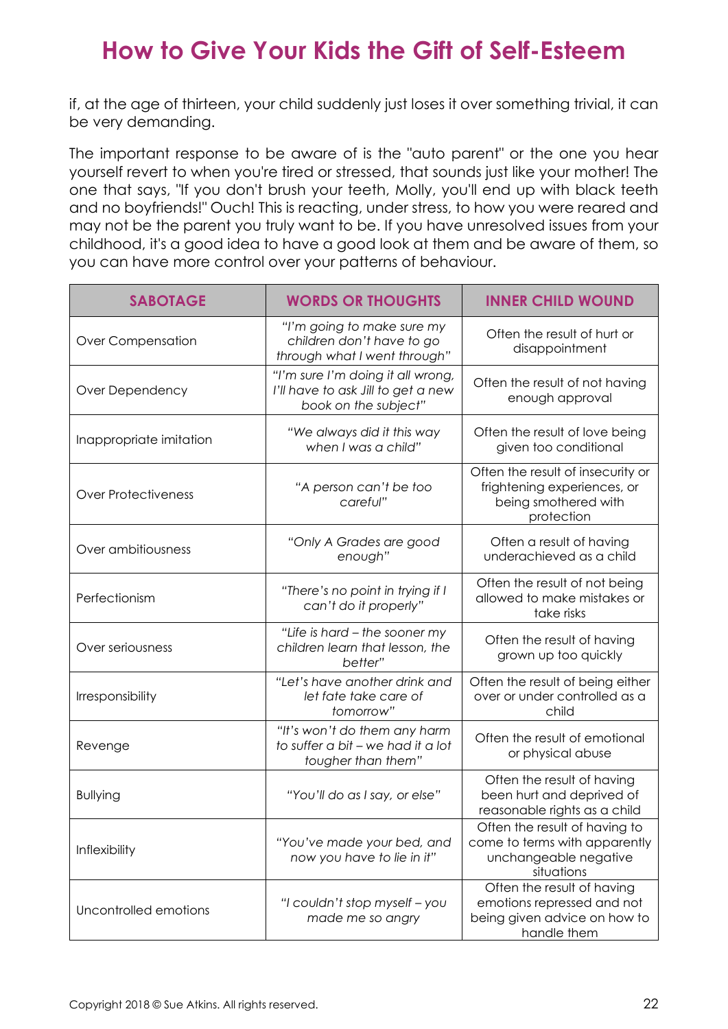if, at the age of thirteen, your child suddenly just loses it over something trivial, it can be very demanding.

The important response to be aware of is the "auto parent" or the one you hear yourself revert to when you're tired or stressed, that sounds just like your mother! The one that says, "If you don't brush your teeth, Molly, you'll end up with black teeth and no boyfriends!" Ouch! This is reacting, under stress, to how you were reared and may not be the parent you truly want to be. If you have unresolved issues from your childhood, it's a good idea to have a good look at them and be aware of them, so you can have more control over your patterns of behaviour.

| SABOTAGE | WORDS OR THOUGHTS | INNER CHILD WOUND |
|---|---|---|
| Over Compensation | *"I'm going to make sure my children don't have to go through what I went through"* | Often the result of hurt or disappointment |
| Over Dependency | *"I'm sure I'm doing it all wrong, I'll have to ask Jill to get a new book on the subject"* | Often the result of not having enough approval |
| Inappropriate imitation | *"We always did it this way when I was a child"* | Often the result of love being given too conditional |
| Over Protectiveness | *"A person can't be too careful"* | Often the result of insecurity or frightening experiences, or being smothered with protection |
| Over ambitiousness | *"Only A Grades are good enough"* | Often a result of having underachieved as a child |
| Perfectionism | *"There's no point in trying if I can't do it properly"* | Often the result of not being allowed to make mistakes or take risks |
| Over seriousness | *"Life is hard – the sooner my children learn that lesson, the better"* | Often the result of having grown up too quickly |
| Irresponsibility | *"Let's have another drink and let fate take care of tomorrow"* | Often the result of being either over or under controlled as a child |
| Revenge | *"It's won't do them any harm to suffer a bit – we had it a lot tougher than them"* | Often the result of emotional or physical abuse |
| Bullying | *"You'll do as I say, or else"* | Often the result of having been hurt and deprived of reasonable rights as a child |
| Inflexibility | *"You've made your bed, and now you have to lie in it"* | Often the result of having to come to terms with apparently unchangeable negative situations |
| Uncontrolled emotions | *"I couldn't stop myself – you made me so angry* | Often the result of having emotions repressed and not being given advice on how to handle them |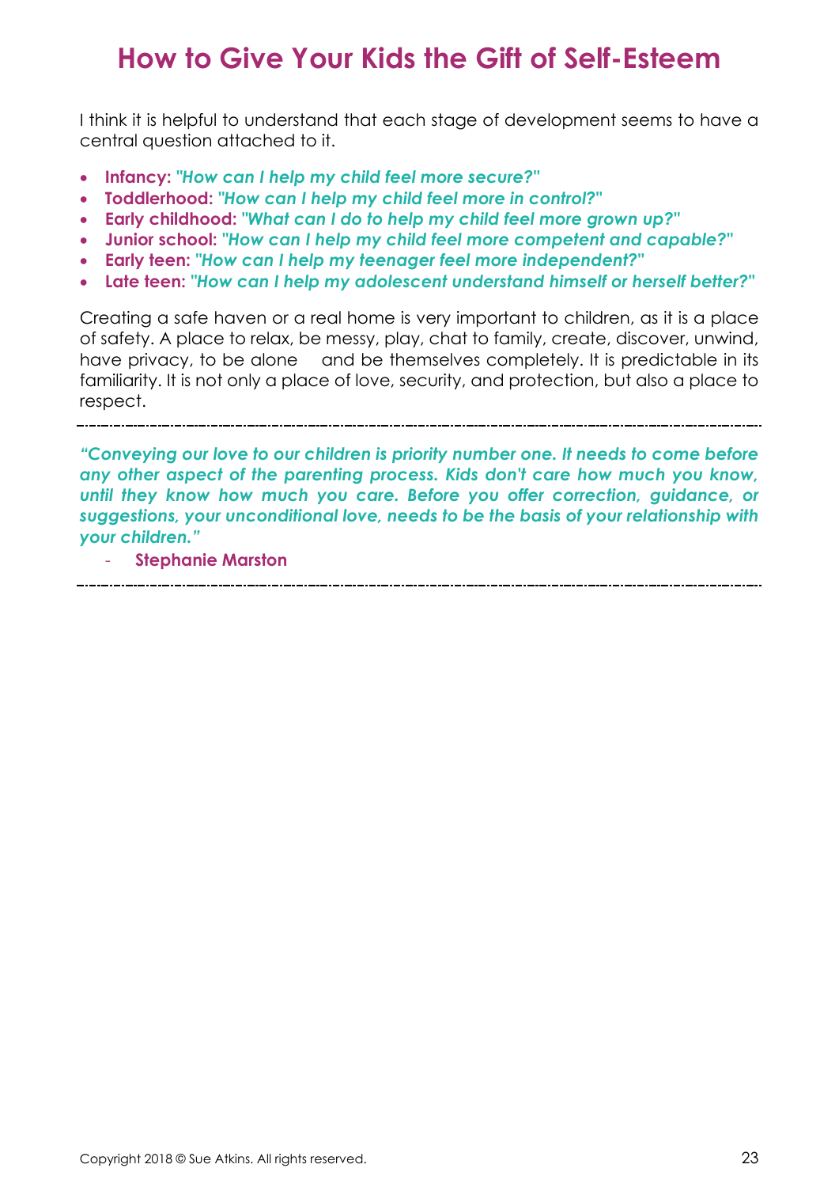# How to Give Your Kids the Gift of Self-Esteem

I think it is helpful to understand that each stage of development seems to have a central question attached to it.

- **Infancy:** ***"How can I help my child feel more secure?"***
- **Toddlerhood:** ***"How can I help my child feel more in control?"***
- **Early childhood:** ***"What can I do to help my child feel more grown up?"***
- **Junior school:** ***"How can I help my child feel more competent and capable?"***
- **Early teen:** ***"How can I help my teenager feel more independent?"***
- **Late teen:** ***"How can I help my adolescent understand himself or herself better?"***

Creating a safe haven or a real home is very important to children, as it is a place of safety. A place to relax, be messy, play, chat to family, create, discover, unwind, have privacy, to be alone and be themselves completely. It is predictable in its familiarity. It is not only a place of love, security, and protection, but also a place to respect.

---

***"Conveying our love to our children is priority number one. It needs to come before any other aspect of the parenting process. Kids don't care how much you know, until they know how much you care. Before you offer correction, guidance, or suggestions, your unconditional love, needs to be the basis of your relationship with your children."***

- **Stephanie Marston**

---

Copyright 2018 © Sue Atkins. All rights reserved.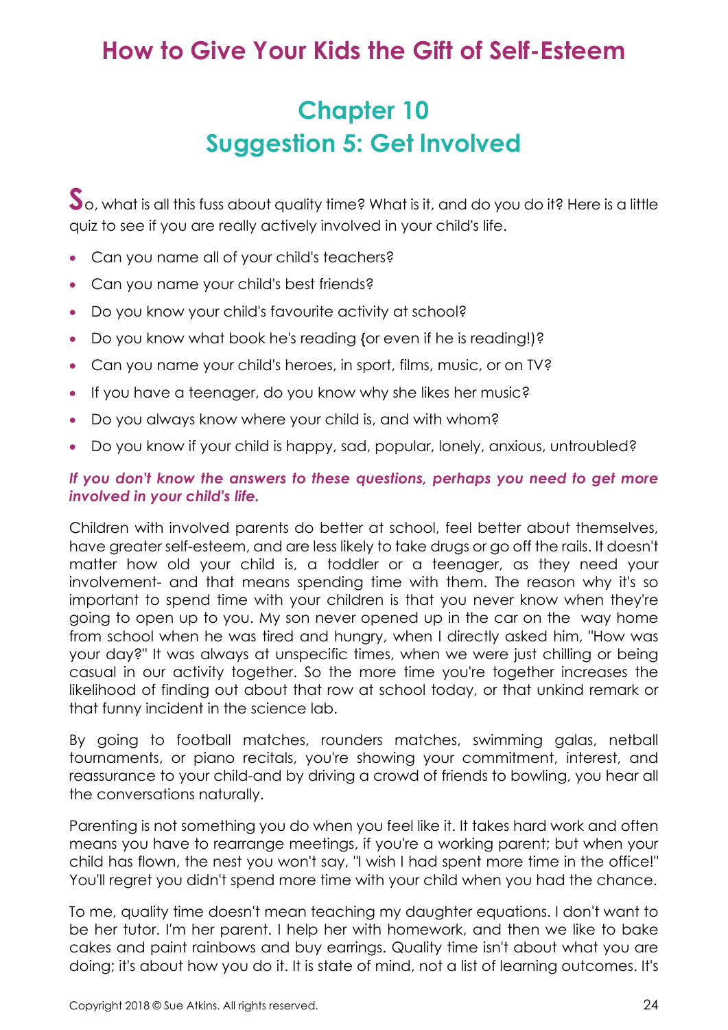# How to Give Your Kids the Gift of Self-Esteem

## Chapter 10
## Suggestion 5: Get Involved

So, what is all this fuss about quality time? What is it, and do you do it? Here is a little quiz to see if you are really actively involved in your child's life.

- Can you name all of your child's teachers?
- Can you name your child's best friends?
- Do you know your child's favourite activity at school?
- Do you know what book he's reading {or even if he is reading!)?
- Can you name your child's heroes, in sport, films, music, or on TV?
- If you have a teenager, do you know why she likes her music?
- Do you always know where your child is, and with whom?
- Do you know if your child is happy, sad, popular, lonely, anxious, untroubled?

***If you don't know the answers to these questions, perhaps you need to get more involved in your child's life.***

Children with involved parents do better at school, feel better about themselves, have greater self-esteem, and are less likely to take drugs or go off the rails. It doesn't matter how old your child is, a toddler or a teenager, as they need your involvement- and that means spending time with them. The reason why it's so important to spend time with your children is that you never know when they're going to open up to you. My son never opened up in the car on the way home from school when he was tired and hungry, when I directly asked him, "How was your day?" It was always at unspecific times, when we were just chilling or being casual in our activity together. So the more time you're together increases the likelihood of finding out about that row at school today, or that unkind remark or that funny incident in the science lab.

By going to football matches, rounders matches, swimming galas, netball tournaments, or piano recitals, you're showing your commitment, interest, and reassurance to your child-and by driving a crowd of friends to bowling, you hear all the conversations naturally.

Parenting is not something you do when you feel like it. It takes hard work and often means you have to rearrange meetings, if you're a working parent; but when your child has flown, the nest you won't say, "I wish I had spent more time in the office!" You'll regret you didn't spend more time with your child when you had the chance.

To me, quality time doesn't mean teaching my daughter equations. I don't want to be her tutor. I'm her parent. I help her with homework, and then we like to bake cakes and paint rainbows and buy earrings. Quality time isn't about what you are doing; it's about how you do it. It is state of mind, not a list of learning outcomes. It's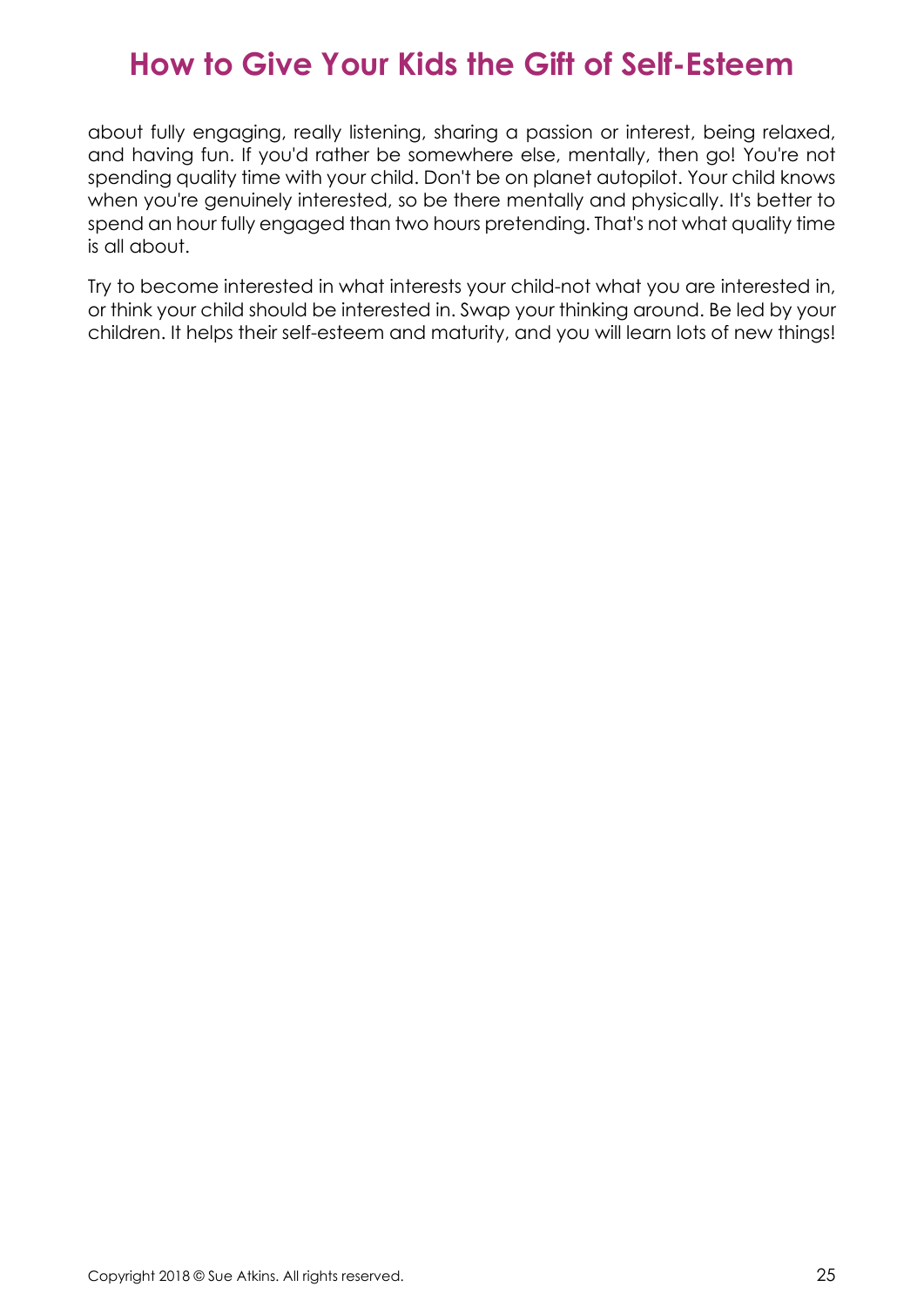about fully engaging, really listening, sharing a passion or interest, being relaxed, and having fun. If you'd rather be somewhere else, mentally, then go! You're not spending quality time with your child. Don't be on planet autopilot. Your child knows when you're genuinely interested, so be there mentally and physically. It's better to spend an hour fully engaged than two hours pretending. That's not what quality time is all about.

Try to become interested in what interests your child-not what you are interested in, or think your child should be interested in. Swap your thinking around. Be led by your children. It helps their self-esteem and maturity, and you will learn lots of new things!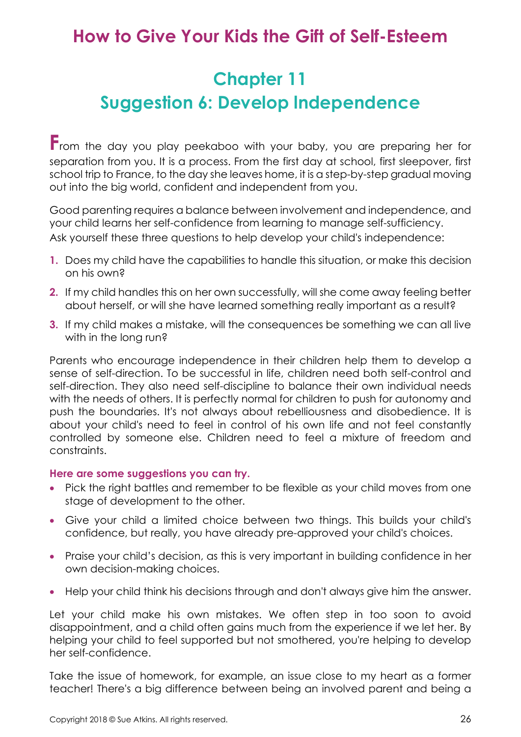# How to Give Your Kids the Gift of Self-Esteem

## Chapter 11

## Suggestion 6: Develop Independence

From the day you play peekaboo with your baby, you are preparing her for separation from you. It is a process. From the first day at school, first sleepover, first school trip to France, to the day she leaves home, it is a step-by-step gradual moving out into the big world, confident and independent from you.

Good parenting requires a balance between involvement and independence, and your child learns her self-confidence from learning to manage self-sufficiency. Ask yourself these three questions to help develop your child's independence:

1. Does my child have the capabilities to handle this situation, or make this decision on his own?
2. If my child handles this on her own successfully, will she come away feeling better about herself, or will she have learned something really important as a result?
3. If my child makes a mistake, will the consequences be something we can all live with in the long run?

Parents who encourage independence in their children help them to develop a sense of self-direction. To be successful in life, children need both self-control and self-direction. They also need self-discipline to balance their own individual needs with the needs of others. It is perfectly normal for children to push for autonomy and push the boundaries. It's not always about rebelliousness and disobedience. It is about your child's need to feel in control of his own life and not feel constantly controlled by someone else. Children need to feel a mixture of freedom and constraints.

**Here are some suggestions you can try.**

- Pick the right battles and remember to be flexible as your child moves from one stage of development to the other.
- Give your child a limited choice between two things. This builds your child's confidence, but really, you have already pre-approved your child's choices.
- Praise your child's decision, as this is very important in building confidence in her own decision-making choices.
- Help your child think his decisions through and don't always give him the answer.

Let your child make his own mistakes. We often step in too soon to avoid disappointment, and a child often gains much from the experience if we let her. By helping your child to feel supported but not smothered, you're helping to develop her self-confidence.

Take the issue of homework, for example, an issue close to my heart as a former teacher! There's a big difference between being an involved parent and being a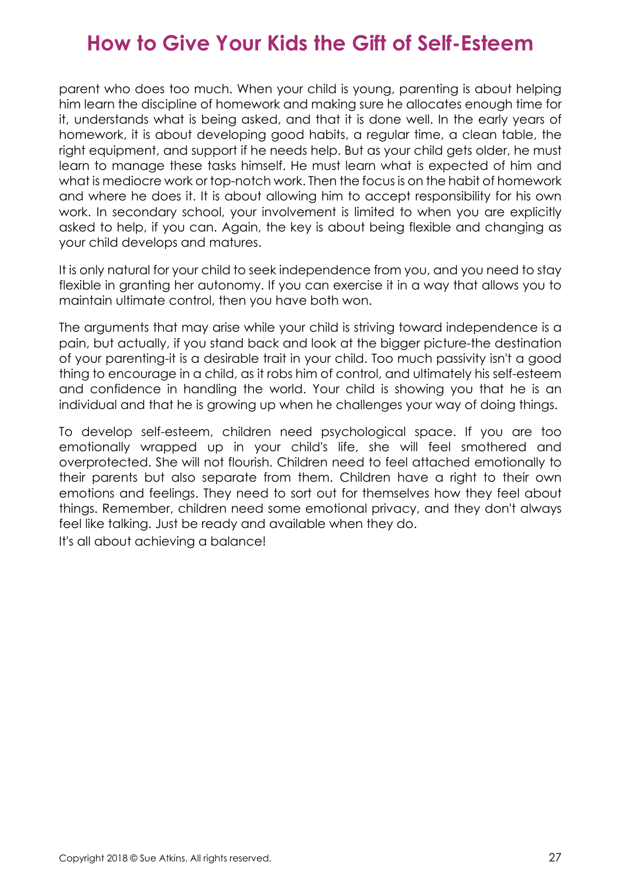parent who does too much. When your child is young, parenting is about helping him learn the discipline of homework and making sure he allocates enough time for it, understands what is being asked, and that it is done well. In the early years of homework, it is about developing good habits, a regular time, a clean table, the right equipment, and support if he needs help. But as your child gets older, he must learn to manage these tasks himself. He must learn what is expected of him and what is mediocre work or top-notch work. Then the focus is on the habit of homework and where he does it. It is about allowing him to accept responsibility for his own work. In secondary school, your involvement is limited to when you are explicitly asked to help, if you can. Again, the key is about being flexible and changing as your child develops and matures.

It is only natural for your child to seek independence from you, and you need to stay flexible in granting her autonomy. If you can exercise it in a way that allows you to maintain ultimate control, then you have both won.

The arguments that may arise while your child is striving toward independence is a pain, but actually, if you stand back and look at the bigger picture-the destination of your parenting-it is a desirable trait in your child. Too much passivity isn't a good thing to encourage in a child, as it robs him of control, and ultimately his self-esteem and confidence in handling the world. Your child is showing you that he is an individual and that he is growing up when he challenges your way of doing things.

To develop self-esteem, children need psychological space. If you are too emotionally wrapped up in your child's life, she will feel smothered and overprotected. She will not flourish. Children need to feel attached emotionally to their parents but also separate from them. Children have a right to their own emotions and feelings. They need to sort out for themselves how they feel about things. Remember, children need some emotional privacy, and they don't always feel like talking. Just be ready and available when they do.

It's all about achieving a balance!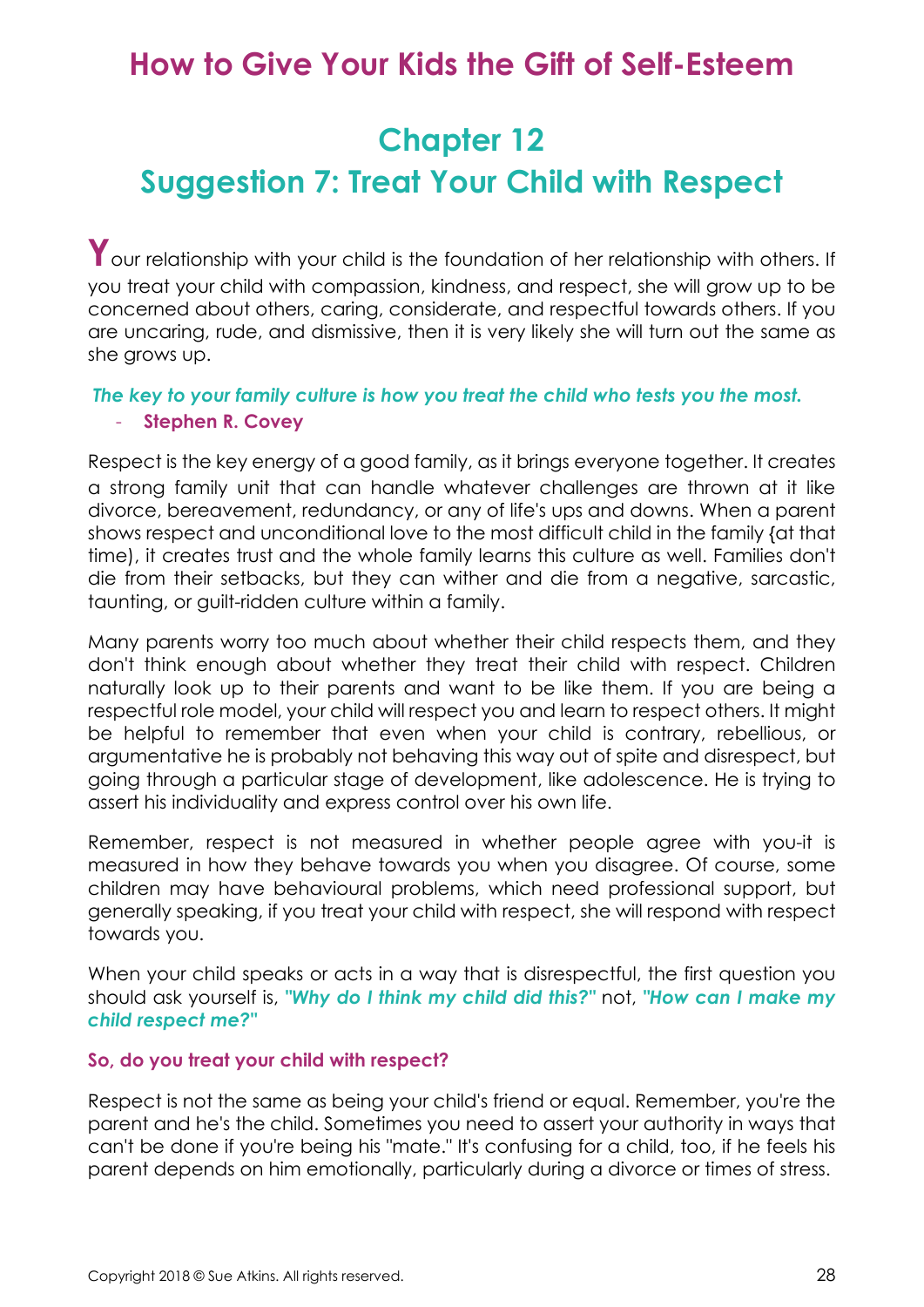# How to Give Your Kids the Gift of Self-Esteem

## Chapter 12
## Suggestion 7: Treat Your Child with Respect

Your relationship with your child is the foundation of her relationship with others. If you treat your child with compassion, kindness, and respect, she will grow up to be concerned about others, caring, considerate, and respectful towards others. If you are uncaring, rude, and dismissive, then it is very likely she will turn out the same as she grows up.

***The key to your family culture is how you treat the child who tests you the most.***
- **Stephen R. Covey**

Respect is the key energy of a good family, as it brings everyone together. It creates a strong family unit that can handle whatever challenges are thrown at it like divorce, bereavement, redundancy, or any of life's ups and downs. When a parent shows respect and unconditional love to the most difficult child in the family {at that time), it creates trust and the whole family learns this culture as well. Families don't die from their setbacks, but they can wither and die from a negative, sarcastic, taunting, or guilt-ridden culture within a family.

Many parents worry too much about whether their child respects them, and they don't think enough about whether they treat their child with respect. Children naturally look up to their parents and want to be like them. If you are being a respectful role model, your child will respect you and learn to respect others. It might be helpful to remember that even when your child is contrary, rebellious, or argumentative he is probably not behaving this way out of spite and disrespect, but going through a particular stage of development, like adolescence. He is trying to assert his individuality and express control over his own life.

Remember, respect is not measured in whether people agree with you-it is measured in how they behave towards you when you disagree. Of course, some children may have behavioural problems, which need professional support, but generally speaking, if you treat your child with respect, she will respond with respect towards you.

When your child speaks or acts in a way that is disrespectful, the first question you should ask yourself is, ***"Why do I think my child did this?"*** not, ***"How can I make my child respect me?"***

### So, do you treat your child with respect?

Respect is not the same as being your child's friend or equal. Remember, you're the parent and he's the child. Sometimes you need to assert your authority in ways that can't be done if you're being his "mate." It's confusing for a child, too, if he feels his parent depends on him emotionally, particularly during a divorce or times of stress.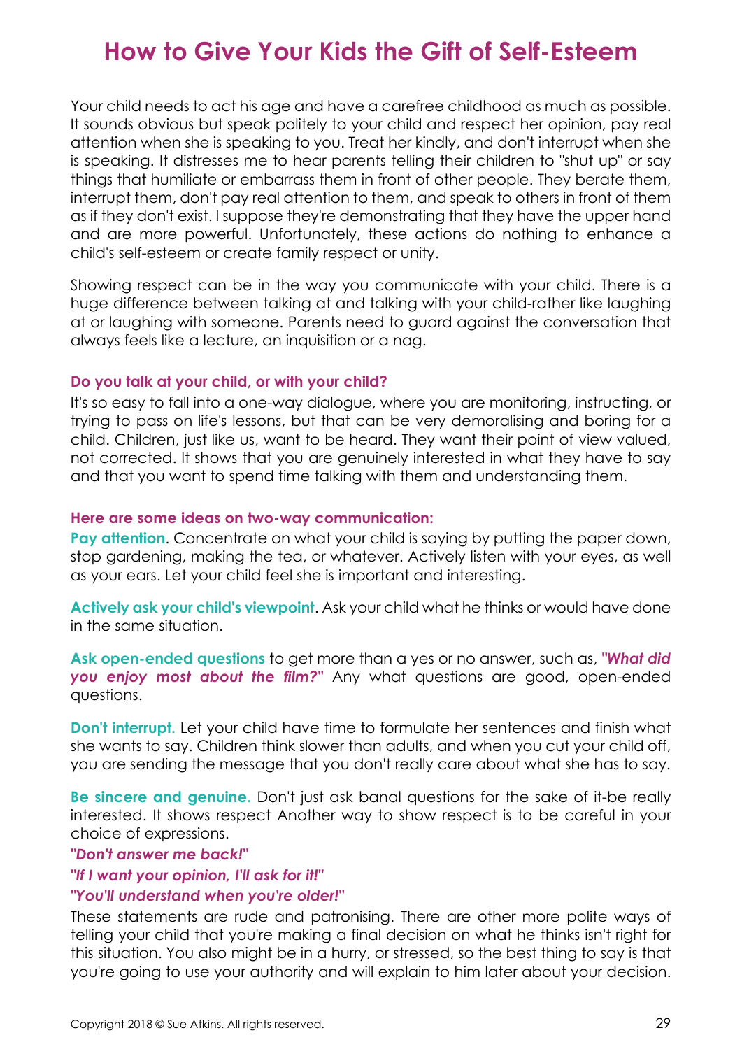# How to Give Your Kids the Gift of Self-Esteem

Your child needs to act his age and have a carefree childhood as much as possible. It sounds obvious but speak politely to your child and respect her opinion, pay real attention when she is speaking to you. Treat her kindly, and don't interrupt when she is speaking. It distresses me to hear parents telling their children to "shut up" or say things that humiliate or embarrass them in front of other people. They berate them, interrupt them, don't pay real attention to them, and speak to others in front of them as if they don't exist. I suppose they're demonstrating that they have the upper hand and are more powerful. Unfortunately, these actions do nothing to enhance a child's self-esteem or create family respect or unity.

Showing respect can be in the way you communicate with your child. There is a huge difference between talking at and talking with your child-rather like laughing at or laughing with someone. Parents need to guard against the conversation that always feels like a lecture, an inquisition or a nag.

### Do you talk at your child, or with your child?

It's so easy to fall into a one-way dialogue, where you are monitoring, instructing, or trying to pass on life's lessons, but that can be very demoralising and boring for a child. Children, just like us, want to be heard. They want their point of view valued, not corrected. It shows that you are genuinely interested in what they have to say and that you want to spend time talking with them and understanding them.

### Here are some ideas on two-way communication:

**Pay attention**. Concentrate on what your child is saying by putting the paper down, stop gardening, making the tea, or whatever. Actively listen with your eyes, as well as your ears. Let your child feel she is important and interesting.

**Actively ask your child's viewpoint**. Ask your child what he thinks or would have done in the same situation.

**Ask open-ended questions** to get more than a yes or no answer, such as, ***"What did you enjoy most about the film?"*** Any what questions are good, open-ended questions.

**Don't interrupt.** Let your child have time to formulate her sentences and finish what she wants to say. Children think slower than adults, and when you cut your child off, you are sending the message that you don't really care about what she has to say.

**Be sincere and genuine.** Don't just ask banal questions for the sake of it-be really interested. It shows respect Another way to show respect is to be careful in your choice of expressions.

***"Don't answer me back!"***

***"If I want your opinion, I'll ask for it!"***

***"You'll understand when you're older!"***

These statements are rude and patronising. There are other more polite ways of telling your child that you're making a final decision on what he thinks isn't right for this situation. You also might be in a hurry, or stressed, so the best thing to say is that you're going to use your authority and will explain to him later about your decision.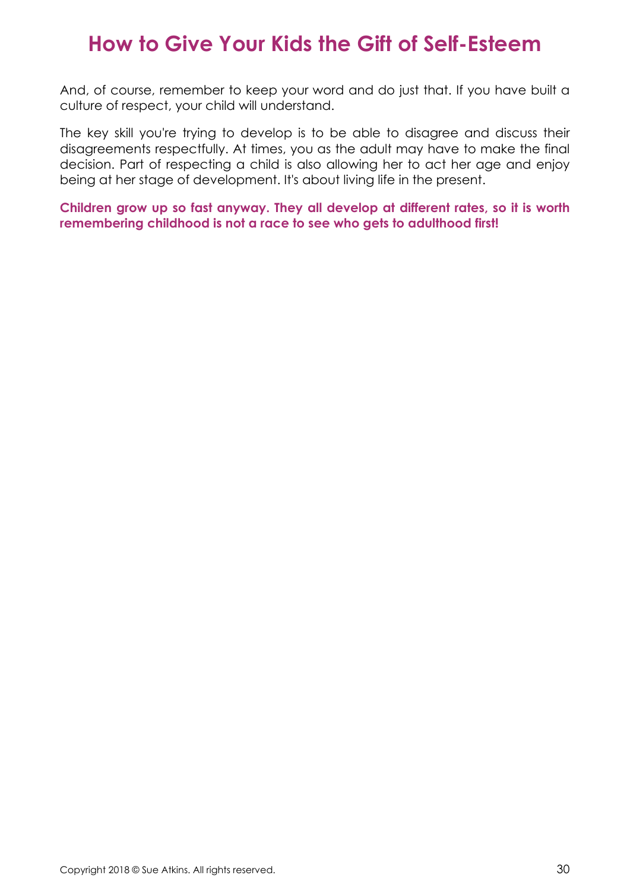And, of course, remember to keep your word and do just that. If you have built a culture of respect, your child will understand.

The key skill you're trying to develop is to be able to disagree and discuss their disagreements respectfully. At times, you as the adult may have to make the final decision. Part of respecting a child is also allowing her to act her age and enjoy being at her stage of development. It's about living life in the present.

**Children grow up so fast anyway. They all develop at different rates, so it is worth remembering childhood is not a race to see who gets to adulthood first!**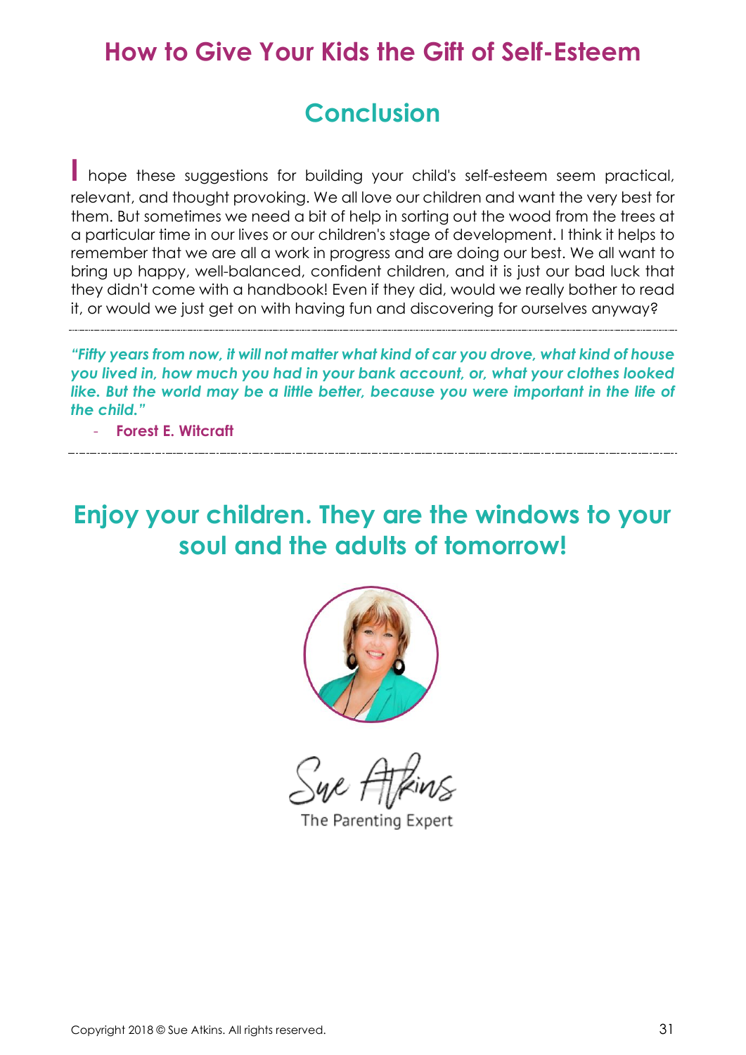## Conclusion

I hope these suggestions for building your child's self-esteem seem practical, relevant, and thought provoking. We all love our children and want the very best for them. But sometimes we need a bit of help in sorting out the wood from the trees at a particular time in our lives or our children's stage of development. I think it helps to remember that we are all a work in progress and are doing our best. We all want to bring up happy, well-balanced, confident children, and it is just our bad luck that they didn't come with a handbook! Even if they did, would we really bother to read it, or would we just get on with having fun and discovering for ourselves anyway?

---

***"Fifty years from now, it will not matter what kind of car you drove, what kind of house you lived in, how much you had in your bank account, or, what your clothes looked like. But the world may be a little better, because you were important in the life of the child."***

- **Forest E. Witcraft**

---

## Enjoy your children. They are the windows to your soul and the adults of tomorrow!

Sue Atkins

The Parenting Expert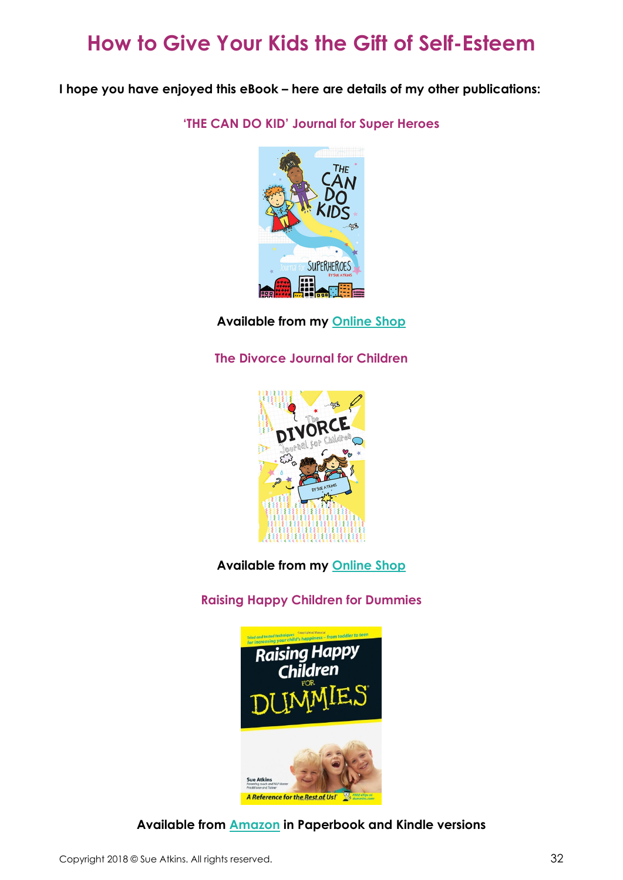# How to Give Your Kids the Gift of Self-Esteem

**I hope you have enjoyed this eBook – here are details of my other publications:**

**'THE CAN DO KID' Journal for Super Heroes**

**Available from my Online Shop**

**The Divorce Journal for Children**

**Available from my Online Shop**

**Raising Happy Children for Dummies**

**Available from Amazon in Paperbook and Kindle versions**

Copyright 2018 © Sue Atkins. All rights reserved.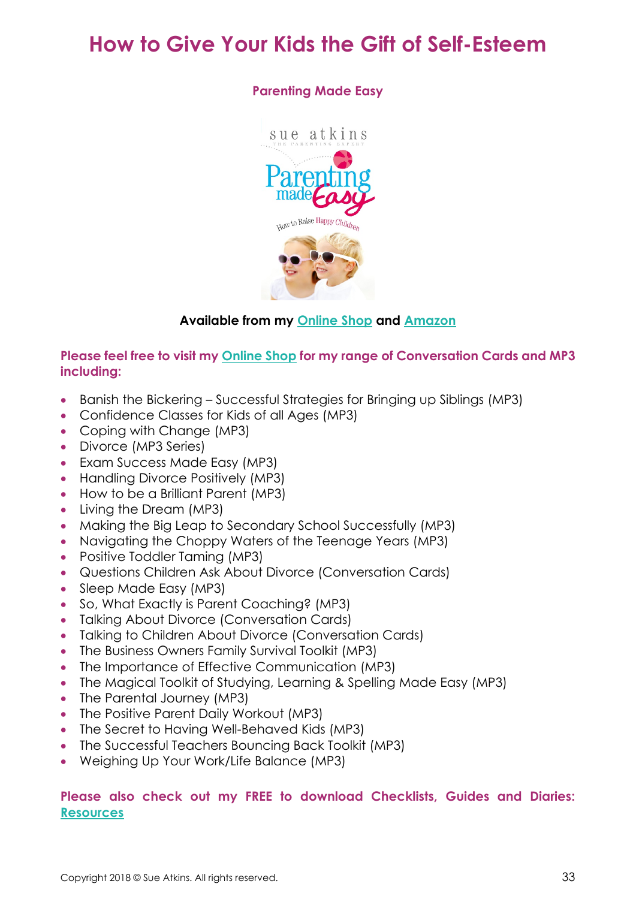# How to Give Your Kids the Gift of Self-Esteem

**Parenting Made Easy**

**Available from my Online Shop and Amazon**

**Please feel free to visit my Online Shop for my range of Conversation Cards and MP3 including:**

- Banish the Bickering – Successful Strategies for Bringing up Siblings (MP3)
- Confidence Classes for Kids of all Ages (MP3)
- Coping with Change (MP3)
- Divorce (MP3 Series)
- Exam Success Made Easy (MP3)
- Handling Divorce Positively (MP3)
- How to be a Brilliant Parent (MP3)
- Living the Dream (MP3)
- Making the Big Leap to Secondary School Successfully (MP3)
- Navigating the Choppy Waters of the Teenage Years (MP3)
- Positive Toddler Taming (MP3)
- Questions Children Ask About Divorce (Conversation Cards)
- Sleep Made Easy (MP3)
- So, What Exactly is Parent Coaching? (MP3)
- Talking About Divorce (Conversation Cards)
- Talking to Children About Divorce (Conversation Cards)
- The Business Owners Family Survival Toolkit (MP3)
- The Importance of Effective Communication (MP3)
- The Magical Toolkit of Studying, Learning & Spelling Made Easy (MP3)
- The Parental Journey (MP3)
- The Positive Parent Daily Workout (MP3)
- The Secret to Having Well-Behaved Kids (MP3)
- The Successful Teachers Bouncing Back Toolkit (MP3)
- Weighing Up Your Work/Life Balance (MP3)

**Please also check out my FREE to download Checklists, Guides and Diaries: Resources**

Copyright 2018 © Sue Atkins. All rights reserved.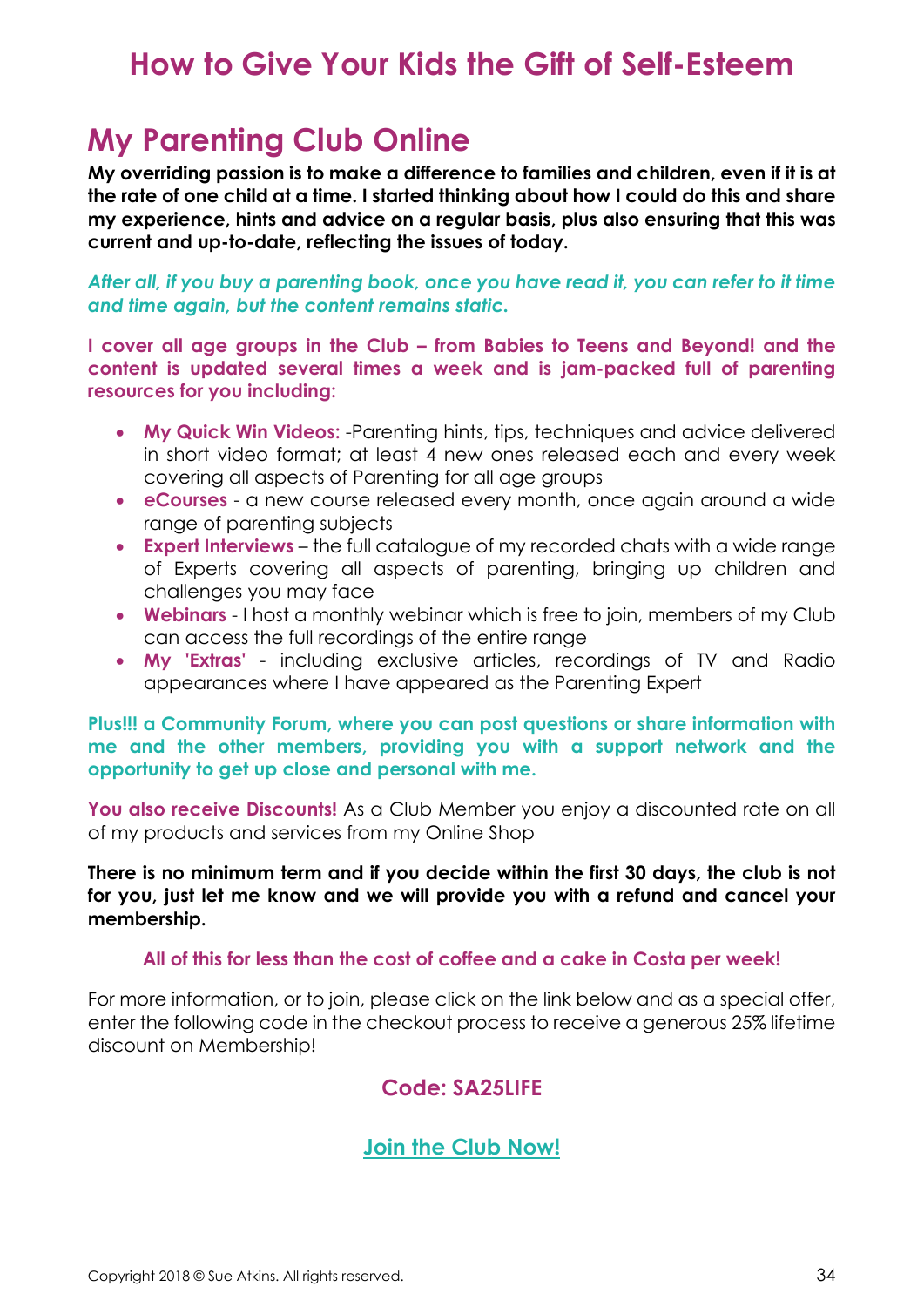# How to Give Your Kids the Gift of Self-Esteem

## My Parenting Club Online

**My overriding passion is to make a difference to families and children, even if it is at the rate of one child at a time. I started thinking about how I could do this and share my experience, hints and advice on a regular basis, plus also ensuring that this was current and up-to-date, reflecting the issues of today.**

***After all, if you buy a parenting book, once you have read it, you can refer to it time and time again, but the content remains static.***

**I cover all age groups in the Club – from Babies to Teens and Beyond! and the content is updated several times a week and is jam-packed full of parenting resources for you including:**

- **My Quick Win Videos:** -Parenting hints, tips, techniques and advice delivered in short video format; at least 4 new ones released each and every week covering all aspects of Parenting for all age groups
- **eCourses** - a new course released every month, once again around a wide range of parenting subjects
- **Expert Interviews** – the full catalogue of my recorded chats with a wide range of Experts covering all aspects of parenting, bringing up children and challenges you may face
- **Webinars** - I host a monthly webinar which is free to join, members of my Club can access the full recordings of the entire range
- **My 'Extras'** - including exclusive articles, recordings of TV and Radio appearances where I have appeared as the Parenting Expert

**Plus!!! a Community Forum, where you can post questions or share information with me and the other members, providing you with a support network and the opportunity to get up close and personal with me.**

**You also receive Discounts!** As a Club Member you enjoy a discounted rate on all of my products and services from my Online Shop

**There is no minimum term and if you decide within the first 30 days, the club is not for you, just let me know and we will provide you with a refund and cancel your membership.**

**All of this for less than the cost of coffee and a cake in Costa per week!**

For more information, or to join, please click on the link below and as a special offer, enter the following code in the checkout process to receive a generous 25% lifetime discount on Membership!

**Code: SA25LIFE**

**Join the Club Now!**

Copyright 2018 © Sue Atkins. All rights reserved.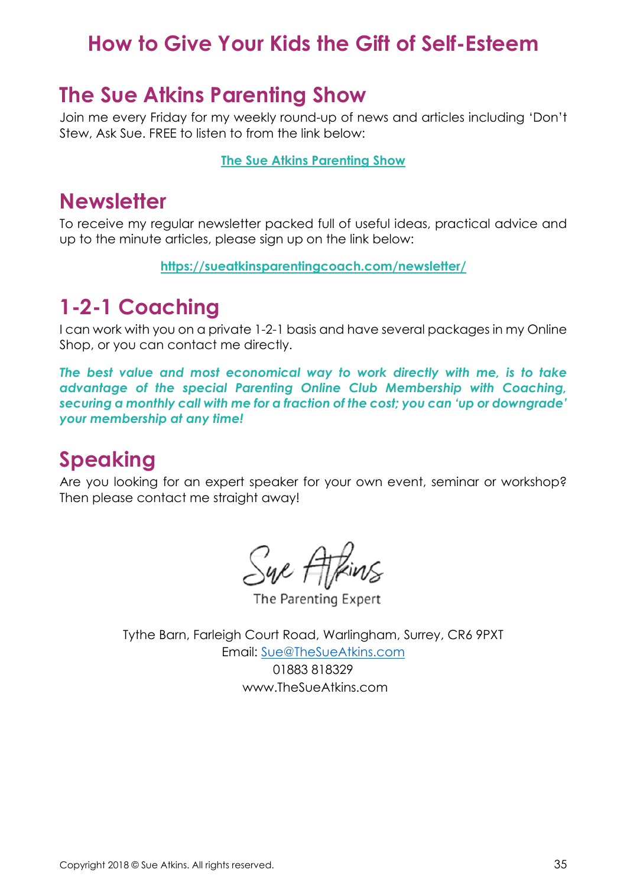# How to Give Your Kids the Gift of Self-Esteem

## The Sue Atkins Parenting Show

Join me every Friday for my weekly round-up of news and articles including 'Don't Stew, Ask Sue. FREE to listen to from the link below:

**The Sue Atkins Parenting Show**

## Newsletter

To receive my regular newsletter packed full of useful ideas, practical advice and up to the minute articles, please sign up on the link below:

**https://sueatkinsparentingcoach.com/newsletter/**

## 1-2-1 Coaching

I can work with you on a private 1-2-1 basis and have several packages in my Online Shop, or you can contact me directly.

***The best value and most economical way to work directly with me, is to take advantage of the special Parenting Online Club Membership with Coaching, securing a monthly call with me for a fraction of the cost; you can 'up or downgrade' your membership at any time!***

## Speaking

Are you looking for an expert speaker for your own event, seminar or workshop? Then please contact me straight away!

Sue Atkins

The Parenting Expert

Tythe Barn, Farleigh Court Road, Warlingham, Surrey, CR6 9PXT
Email: Sue@TheSueAtkins.com
01883 818329
www.TheSueAtkins.com

Copyright 2018 © Sue Atkins. All rights reserved.